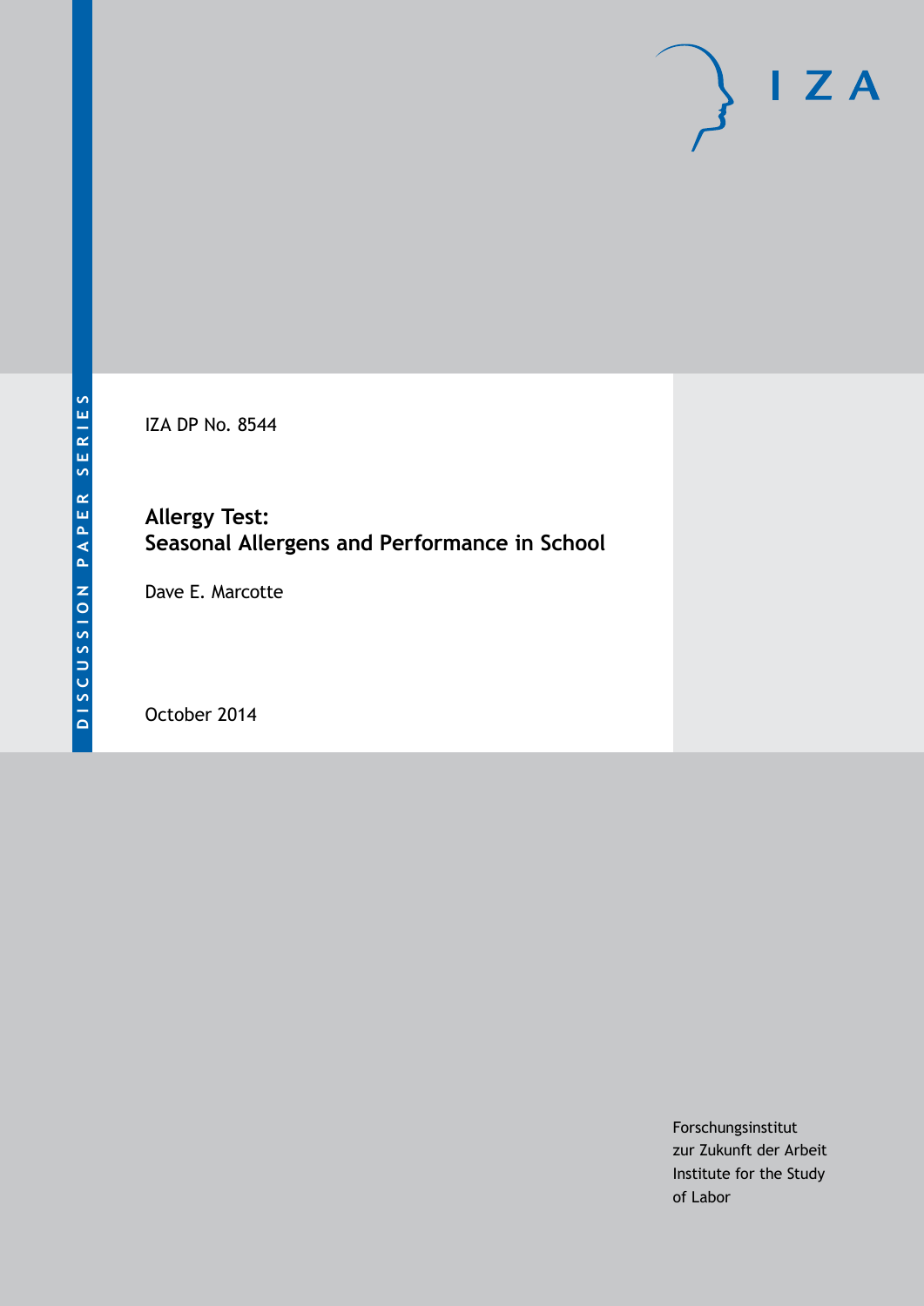DISCUSSION PAPER SERIES

IZA DP No. 8544

# Allergy Test: Seasonal Allergens and Performance in School

Dave E. Marcotte

October 2014

Forschungsinstitut
zur Zukunft der Arbeit
Institute for the Study
of Labor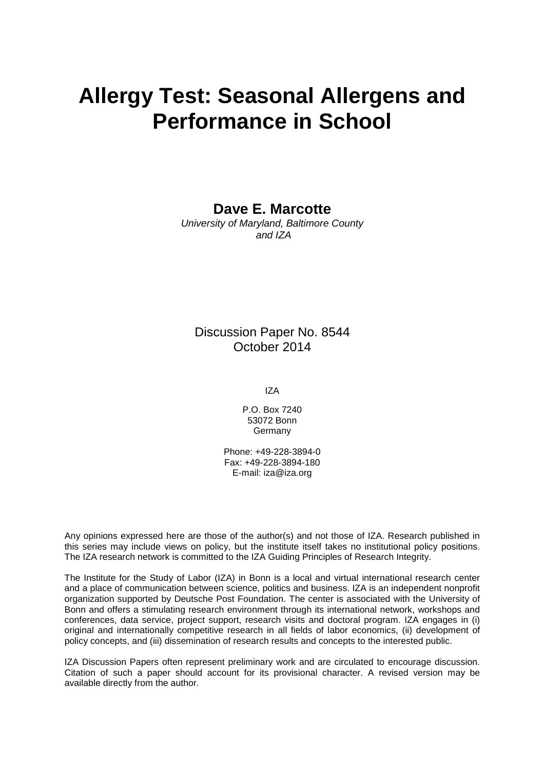# Allergy Test: Seasonal Allergens and Performance in School

**Dave E. Marcotte**
*University of Maryland, Baltimore County and IZA*

Discussion Paper No. 8544
October 2014

IZA

P.O. Box 7240
53072 Bonn
Germany

Phone: +49-228-3894-0
Fax: +49-228-3894-180
E-mail: iza@iza.org

Any opinions expressed here are those of the author(s) and not those of IZA. Research published in this series may include views on policy, but the institute itself takes no institutional policy positions. The IZA research network is committed to the IZA Guiding Principles of Research Integrity.

The Institute for the Study of Labor (IZA) in Bonn is a local and virtual international research center and a place of communication between science, politics and business. IZA is an independent nonprofit organization supported by Deutsche Post Foundation. The center is associated with the University of Bonn and offers a stimulating research environment through its international network, workshops and conferences, data service, project support, research visits and doctoral program. IZA engages in (i) original and internationally competitive research in all fields of labor economics, (ii) development of policy concepts, and (iii) dissemination of research results and concepts to the interested public.

IZA Discussion Papers often represent preliminary work and are circulated to encourage discussion. Citation of such a paper should account for its provisional character. A revised version may be available directly from the author.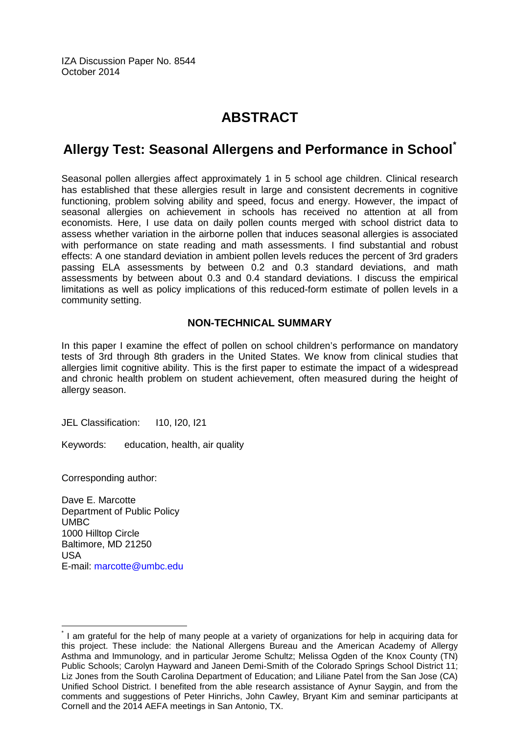IZA Discussion Paper No. 8544
October 2014

# ABSTRACT

## Allergy Test: Seasonal Allergens and Performance in School*

Seasonal pollen allergies affect approximately 1 in 5 school age children. Clinical research has established that these allergies result in large and consistent decrements in cognitive functioning, problem solving ability and speed, focus and energy. However, the impact of seasonal allergies on achievement in schools has received no attention at all from economists. Here, I use data on daily pollen counts merged with school district data to assess whether variation in the airborne pollen that induces seasonal allergies is associated with performance on state reading and math assessments. I find substantial and robust effects: A one standard deviation in ambient pollen levels reduces the percent of 3rd graders passing ELA assessments by between 0.2 and 0.3 standard deviations, and math assessments by between about 0.3 and 0.4 standard deviations. I discuss the empirical limitations as well as policy implications of this reduced-form estimate of pollen levels in a community setting.

### NON-TECHNICAL SUMMARY

In this paper I examine the effect of pollen on school children's performance on mandatory tests of 3rd through 8th graders in the United States. We know from clinical studies that allergies limit cognitive ability. This is the first paper to estimate the impact of a widespread and chronic health problem on student achievement, often measured during the height of allergy season.

JEL Classification: I10, I20, I21

Keywords: education, health, air quality

Corresponding author:

Dave E. Marcotte
Department of Public Policy
UMBC
1000 Hilltop Circle
Baltimore, MD 21250
USA
E-mail: marcotte@umbc.edu

* I am grateful for the help of many people at a variety of organizations for help in acquiring data for this project. These include: the National Allergens Bureau and the American Academy of Allergy Asthma and Immunology, and in particular Jerome Schultz; Melissa Ogden of the Knox County (TN) Public Schools; Carolyn Hayward and Janeen Demi-Smith of the Colorado Springs School District 11; Liz Jones from the South Carolina Department of Education; and Liliane Patel from the San Jose (CA) Unified School District. I benefited from the able research assistance of Aynur Saygin, and from the comments and suggestions of Peter Hinrichs, John Cawley, Bryant Kim and seminar participants at Cornell and the 2014 AEFA meetings in San Antonio, TX.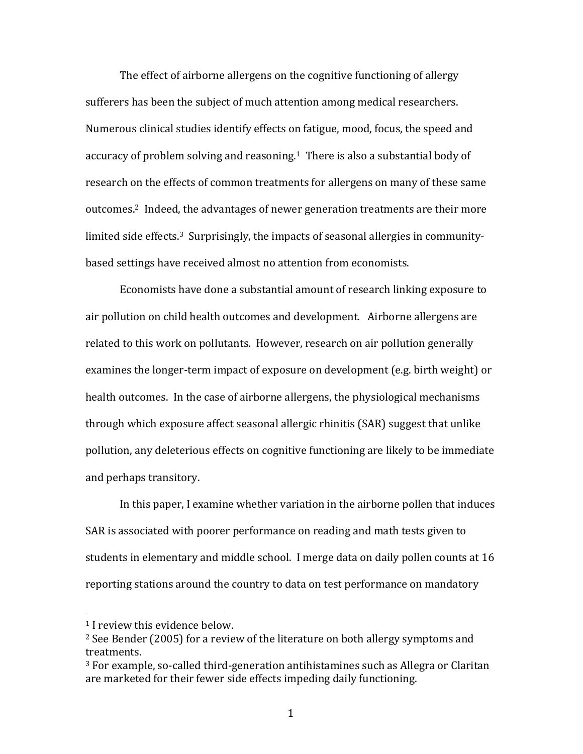The effect of airborne allergens on the cognitive functioning of allergy sufferers has been the subject of much attention among medical researchers. Numerous clinical studies identify effects on fatigue, mood, focus, the speed and accuracy of problem solving and reasoning.[1] There is also a substantial body of research on the effects of common treatments for allergens on many of these same outcomes.[2] Indeed, the advantages of newer generation treatments are their more limited side effects.[3] Surprisingly, the impacts of seasonal allergies in community-based settings have received almost no attention from economists.

Economists have done a substantial amount of research linking exposure to air pollution on child health outcomes and development. Airborne allergens are related to this work on pollutants. However, research on air pollution generally examines the longer-term impact of exposure on development (e.g. birth weight) or health outcomes. In the case of airborne allergens, the physiological mechanisms through which exposure affect seasonal allergic rhinitis (SAR) suggest that unlike pollution, any deleterious effects on cognitive functioning are likely to be immediate and perhaps transitory.

In this paper, I examine whether variation in the airborne pollen that induces SAR is associated with poorer performance on reading and math tests given to students in elementary and middle school. I merge data on daily pollen counts at 16 reporting stations around the country to data on test performance on mandatory

---

[1] I review this evidence below.

[2] See Bender (2005) for a review of the literature on both allergy symptoms and treatments.

[3] For example, so-called third-generation antihistamines such as Allegra or Claritan are marketed for their fewer side effects impeding daily functioning.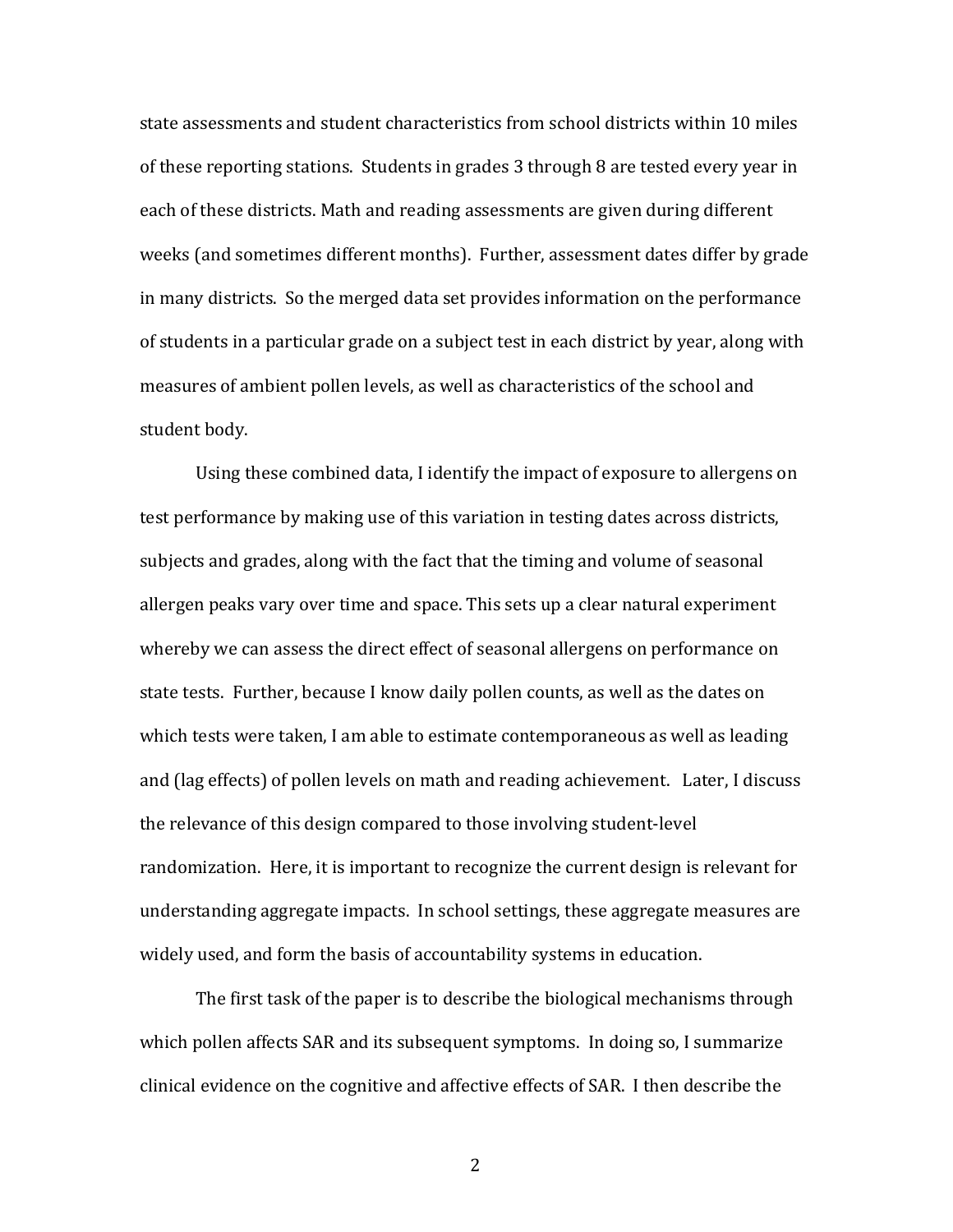state assessments and student characteristics from school districts within 10 miles of these reporting stations. Students in grades 3 through 8 are tested every year in each of these districts. Math and reading assessments are given during different weeks (and sometimes different months). Further, assessment dates differ by grade in many districts. So the merged data set provides information on the performance of students in a particular grade on a subject test in each district by year, along with measures of ambient pollen levels, as well as characteristics of the school and student body.

Using these combined data, I identify the impact of exposure to allergens on test performance by making use of this variation in testing dates across districts, subjects and grades, along with the fact that the timing and volume of seasonal allergen peaks vary over time and space. This sets up a clear natural experiment whereby we can assess the direct effect of seasonal allergens on performance on state tests. Further, because I know daily pollen counts, as well as the dates on which tests were taken, I am able to estimate contemporaneous as well as leading and (lag effects) of pollen levels on math and reading achievement. Later, I discuss the relevance of this design compared to those involving student-level randomization. Here, it is important to recognize the current design is relevant for understanding aggregate impacts. In school settings, these aggregate measures are widely used, and form the basis of accountability systems in education.

The first task of the paper is to describe the biological mechanisms through which pollen affects SAR and its subsequent symptoms. In doing so, I summarize clinical evidence on the cognitive and affective effects of SAR. I then describe the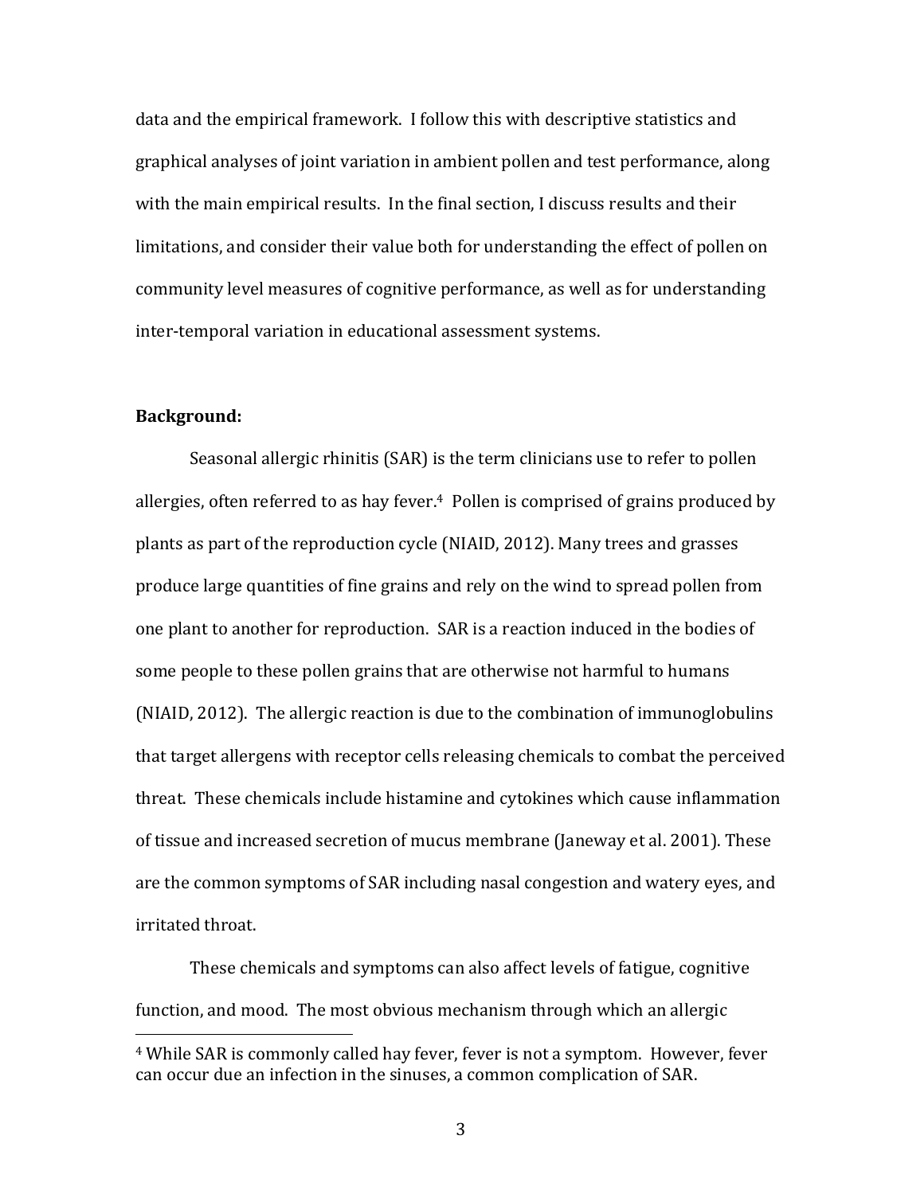data and the empirical framework. I follow this with descriptive statistics and graphical analyses of joint variation in ambient pollen and test performance, along with the main empirical results. In the final section, I discuss results and their limitations, and consider their value both for understanding the effect of pollen on community level measures of cognitive performance, as well as for understanding inter-temporal variation in educational assessment systems.

**Background:**

Seasonal allergic rhinitis (SAR) is the term clinicians use to refer to pollen allergies, often referred to as hay fever.[4] Pollen is comprised of grains produced by plants as part of the reproduction cycle (NIAID, 2012). Many trees and grasses produce large quantities of fine grains and rely on the wind to spread pollen from one plant to another for reproduction. SAR is a reaction induced in the bodies of some people to these pollen grains that are otherwise not harmful to humans (NIAID, 2012). The allergic reaction is due to the combination of immunoglobulins that target allergens with receptor cells releasing chemicals to combat the perceived threat. These chemicals include histamine and cytokines which cause inflammation of tissue and increased secretion of mucus membrane (Janeway et al. 2001). These are the common symptoms of SAR including nasal congestion and watery eyes, and irritated throat.

These chemicals and symptoms can also affect levels of fatigue, cognitive function, and mood. The most obvious mechanism through which an allergic

[4] While SAR is commonly called hay fever, fever is not a symptom. However, fever can occur due an infection in the sinuses, a common complication of SAR.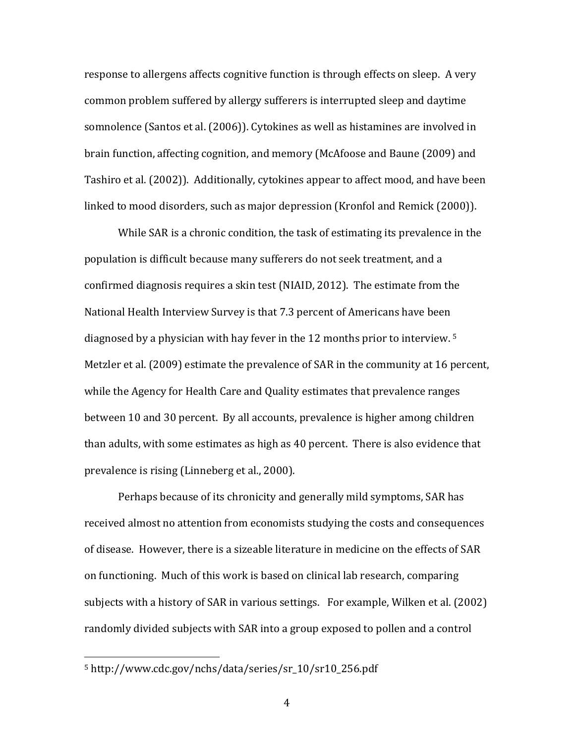response to allergens affects cognitive function is through effects on sleep. A very common problem suffered by allergy sufferers is interrupted sleep and daytime somnolence (Santos et al. (2006)). Cytokines as well as histamines are involved in brain function, affecting cognition, and memory (McAfoose and Baune (2009) and Tashiro et al. (2002)). Additionally, cytokines appear to affect mood, and have been linked to mood disorders, such as major depression (Kronfol and Remick (2000)).

While SAR is a chronic condition, the task of estimating its prevalence in the population is difficult because many sufferers do not seek treatment, and a confirmed diagnosis requires a skin test (NIAID, 2012). The estimate from the National Health Interview Survey is that 7.3 percent of Americans have been diagnosed by a physician with hay fever in the 12 months prior to interview. [5] Metzler et al. (2009) estimate the prevalence of SAR in the community at 16 percent, while the Agency for Health Care and Quality estimates that prevalence ranges between 10 and 30 percent. By all accounts, prevalence is higher among children than adults, with some estimates as high as 40 percent. There is also evidence that prevalence is rising (Linneberg et al., 2000).

Perhaps because of its chronicity and generally mild symptoms, SAR has received almost no attention from economists studying the costs and consequences of disease. However, there is a sizeable literature in medicine on the effects of SAR on functioning. Much of this work is based on clinical lab research, comparing subjects with a history of SAR in various settings. For example, Wilken et al. (2002) randomly divided subjects with SAR into a group exposed to pollen and a control

---

[5] http://www.cdc.gov/nchs/data/series/sr_10/sr10_256.pdf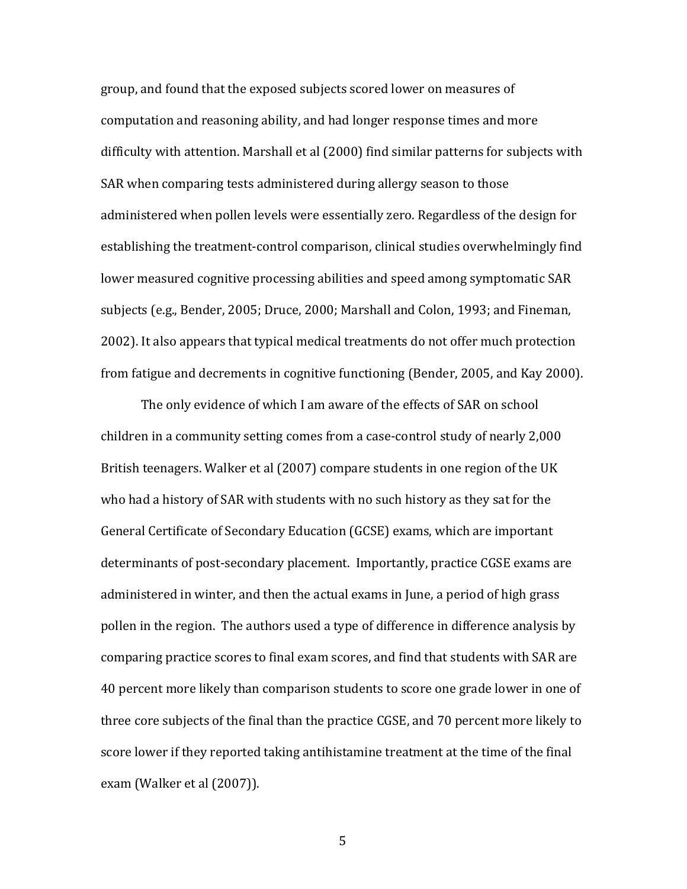group, and found that the exposed subjects scored lower on measures of computation and reasoning ability, and had longer response times and more difficulty with attention. Marshall et al (2000) find similar patterns for subjects with SAR when comparing tests administered during allergy season to those administered when pollen levels were essentially zero. Regardless of the design for establishing the treatment-control comparison, clinical studies overwhelmingly find lower measured cognitive processing abilities and speed among symptomatic SAR subjects (e.g., Bender, 2005; Druce, 2000; Marshall and Colon, 1993; and Fineman, 2002). It also appears that typical medical treatments do not offer much protection from fatigue and decrements in cognitive functioning (Bender, 2005, and Kay 2000).

The only evidence of which I am aware of the effects of SAR on school children in a community setting comes from a case-control study of nearly 2,000 British teenagers. Walker et al (2007) compare students in one region of the UK who had a history of SAR with students with no such history as they sat for the General Certificate of Secondary Education (GCSE) exams, which are important determinants of post-secondary placement. Importantly, practice CGSE exams are administered in winter, and then the actual exams in June, a period of high grass pollen in the region. The authors used a type of difference in difference analysis by comparing practice scores to final exam scores, and find that students with SAR are 40 percent more likely than comparison students to score one grade lower in one of three core subjects of the final than the practice CGSE, and 70 percent more likely to score lower if they reported taking antihistamine treatment at the time of the final exam (Walker et al (2007)).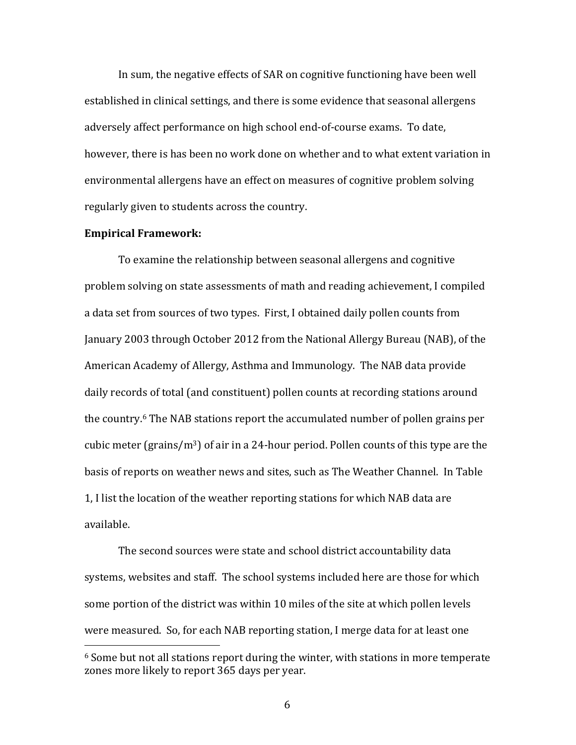In sum, the negative effects of SAR on cognitive functioning have been well established in clinical settings, and there is some evidence that seasonal allergens adversely affect performance on high school end-of-course exams. To date, however, there is has been no work done on whether and to what extent variation in environmental allergens have an effect on measures of cognitive problem solving regularly given to students across the country.

**Empirical Framework:**

To examine the relationship between seasonal allergens and cognitive problem solving on state assessments of math and reading achievement, I compiled a data set from sources of two types. First, I obtained daily pollen counts from January 2003 through October 2012 from the National Allergy Bureau (NAB), of the American Academy of Allergy, Asthma and Immunology. The NAB data provide daily records of total (and constituent) pollen counts at recording stations around the country.[6] The NAB stations report the accumulated number of pollen grains per cubic meter (grains/$m^3$) of air in a 24-hour period. Pollen counts of this type are the basis of reports on weather news and sites, such as The Weather Channel. In Table 1, I list the location of the weather reporting stations for which NAB data are available.

The second sources were state and school district accountability data systems, websites and staff. The school systems included here are those for which some portion of the district was within 10 miles of the site at which pollen levels were measured. So, for each NAB reporting station, I merge data for at least one

[6] Some but not all stations report during the winter, with stations in more temperate zones more likely to report 365 days per year.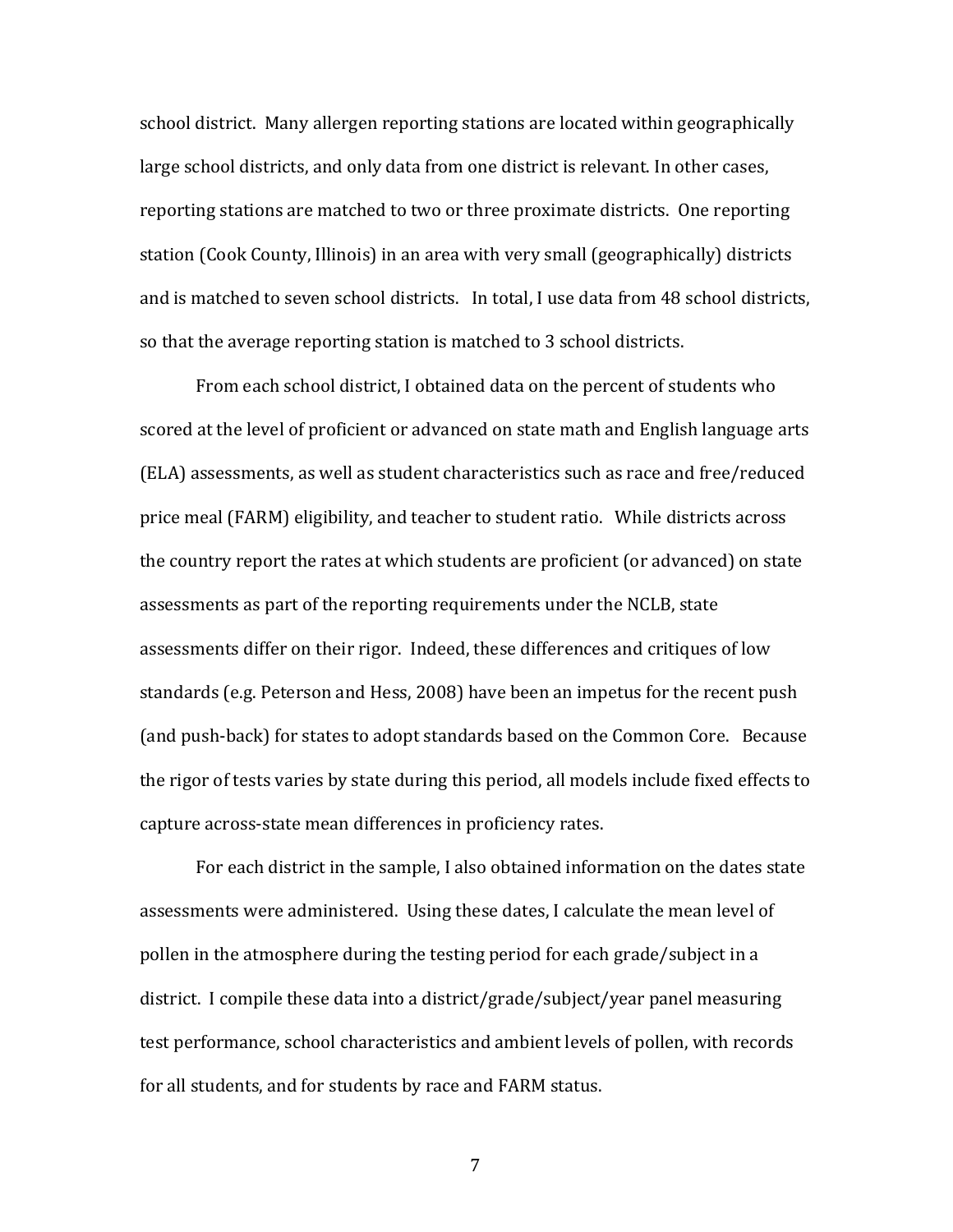school district. Many allergen reporting stations are located within geographically large school districts, and only data from one district is relevant. In other cases, reporting stations are matched to two or three proximate districts. One reporting station (Cook County, Illinois) in an area with very small (geographically) districts and is matched to seven school districts. In total, I use data from 48 school districts, so that the average reporting station is matched to 3 school districts.

From each school district, I obtained data on the percent of students who scored at the level of proficient or advanced on state math and English language arts (ELA) assessments, as well as student characteristics such as race and free/reduced price meal (FARM) eligibility, and teacher to student ratio. While districts across the country report the rates at which students are proficient (or advanced) on state assessments as part of the reporting requirements under the NCLB, state assessments differ on their rigor. Indeed, these differences and critiques of low standards (e.g. Peterson and Hess, 2008) have been an impetus for the recent push (and push-back) for states to adopt standards based on the Common Core. Because the rigor of tests varies by state during this period, all models include fixed effects to capture across-state mean differences in proficiency rates.

For each district in the sample, I also obtained information on the dates state assessments were administered. Using these dates, I calculate the mean level of pollen in the atmosphere during the testing period for each grade/subject in a district. I compile these data into a district/grade/subject/year panel measuring test performance, school characteristics and ambient levels of pollen, with records for all students, and for students by race and FARM status.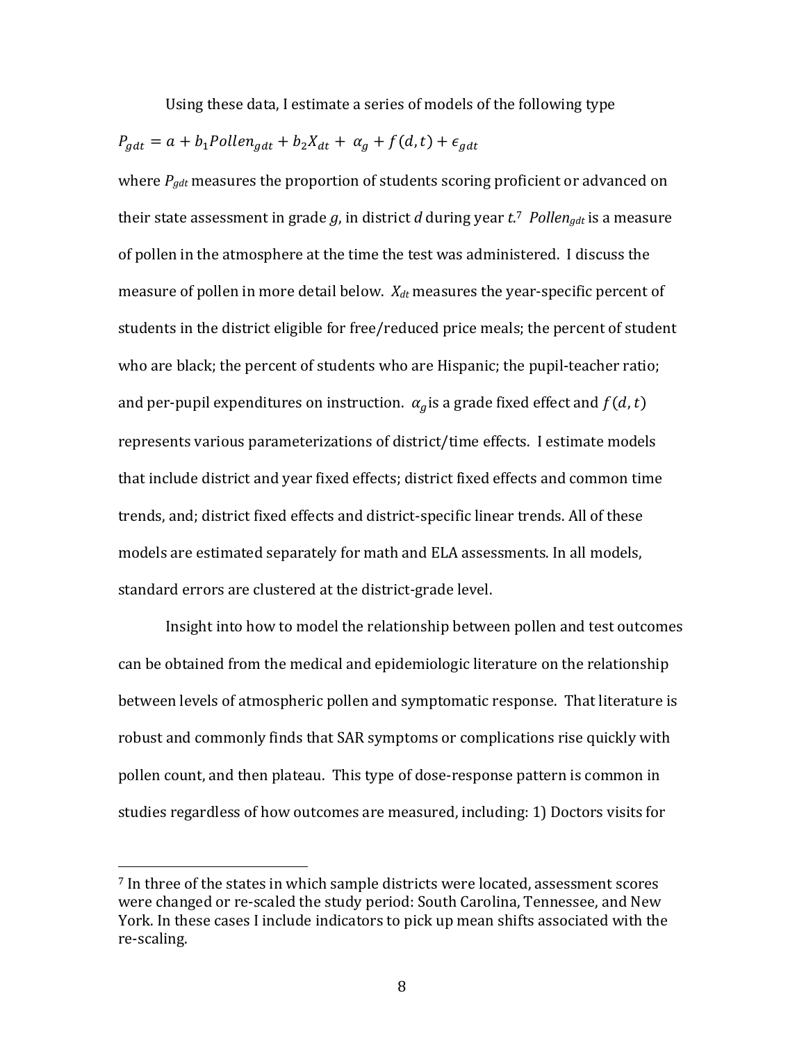Using these data, I estimate a series of models of the following type

$$P_{gdt} = a + b_1 Pollen_{gdt} + b_2 X_{dt} + \alpha_g + f(d,t) + \epsilon_{gdt}$$

where $P_{gdt}$ measures the proportion of students scoring proficient or advanced on their state assessment in grade $g$, in district $d$ during year $t$.[7] $Pollen_{gdt}$ is a measure of pollen in the atmosphere at the time the test was administered. I discuss the measure of pollen in more detail below. $X_{dt}$ measures the year-specific percent of students in the district eligible for free/reduced price meals; the percent of student who are black; the percent of students who are Hispanic; the pupil-teacher ratio; and per-pupil expenditures on instruction. $\alpha_g$ is a grade fixed effect and $f(d,t)$ represents various parameterizations of district/time effects. I estimate models that include district and year fixed effects; district fixed effects and common time trends, and; district fixed effects and district-specific linear trends. All of these models are estimated separately for math and ELA assessments. In all models, standard errors are clustered at the district-grade level.

Insight into how to model the relationship between pollen and test outcomes can be obtained from the medical and epidemiologic literature on the relationship between levels of atmospheric pollen and symptomatic response. That literature is robust and commonly finds that SAR symptoms or complications rise quickly with pollen count, and then plateau. This type of dose-response pattern is common in studies regardless of how outcomes are measured, including: 1) Doctors visits for

[7] In three of the states in which sample districts were located, assessment scores were changed or re-scaled the study period: South Carolina, Tennessee, and New York. In these cases I include indicators to pick up mean shifts associated with the re-scaling.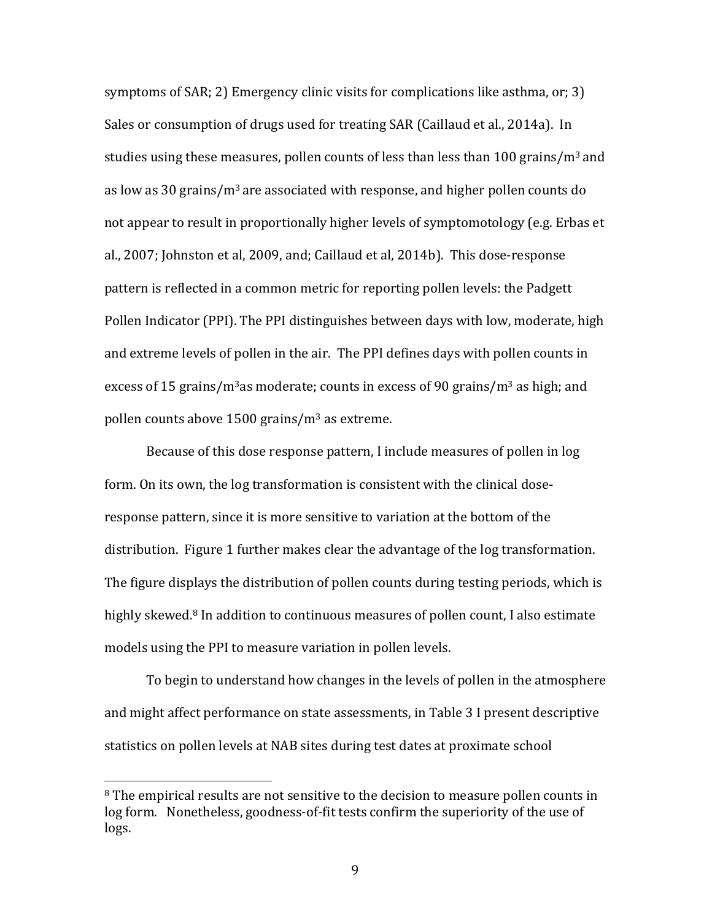symptoms of SAR; 2) Emergency clinic visits for complications like asthma, or; 3) Sales or consumption of drugs used for treating SAR (Caillaud et al., 2014a). In studies using these measures, pollen counts of less than less than 100 grains/m$^3$ and as low as 30 grains/m$^3$ are associated with response, and higher pollen counts do not appear to result in proportionally higher levels of symptomotology (e.g. Erbas et al., 2007; Johnston et al, 2009, and; Caillaud et al, 2014b). This dose-response pattern is reflected in a common metric for reporting pollen levels: the Padgett Pollen Indicator (PPI). The PPI distinguishes between days with low, moderate, high and extreme levels of pollen in the air. The PPI defines days with pollen counts in excess of 15 grains/m$^3$as moderate; counts in excess of 90 grains/m$^3$ as high; and pollen counts above 1500 grains/m$^3$ as extreme.

Because of this dose response pattern, I include measures of pollen in log form. On its own, the log transformation is consistent with the clinical dose-response pattern, since it is more sensitive to variation at the bottom of the distribution. Figure 1 further makes clear the advantage of the log transformation. The figure displays the distribution of pollen counts during testing periods, which is highly skewed.[8] In addition to continuous measures of pollen count, I also estimate models using the PPI to measure variation in pollen levels.

To begin to understand how changes in the levels of pollen in the atmosphere and might affect performance on state assessments, in Table 3 I present descriptive statistics on pollen levels at NAB sites during test dates at proximate school

[8] The empirical results are not sensitive to the decision to measure pollen counts in log form. Nonetheless, goodness-of-fit tests confirm the superiority of the use of logs.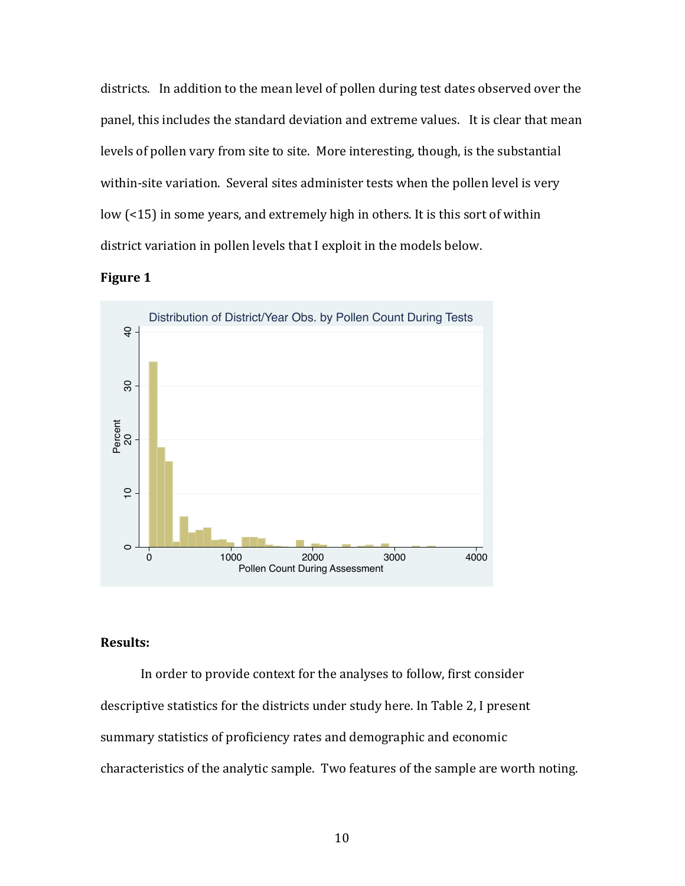districts. In addition to the mean level of pollen during test dates observed over the panel, this includes the standard deviation and extreme values. It is clear that mean levels of pollen vary from site to site. More interesting, though, is the substantial within-site variation. Several sites administer tests when the pollen level is very low (<15) in some years, and extremely high in others. It is this sort of within district variation in pollen levels that I exploit in the models below.

**Figure 1**

Distribution of District/Year Obs. by Pollen Count During Tests

## Results:

In order to provide context for the analyses to follow, first consider descriptive statistics for the districts under study here. In Table 2, I present summary statistics of proficiency rates and demographic and economic characteristics of the analytic sample. Two features of the sample are worth noting.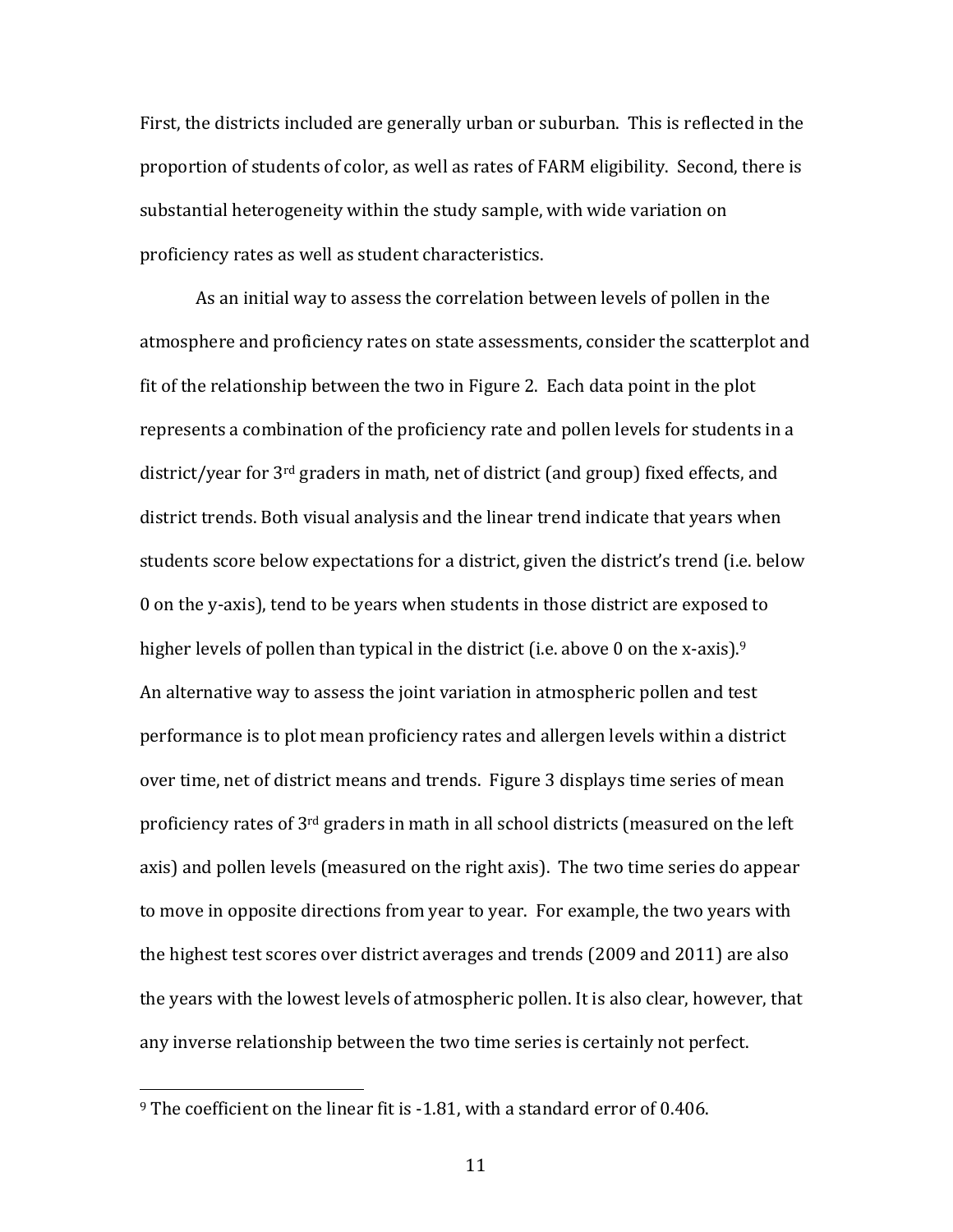First, the districts included are generally urban or suburban. This is reflected in the proportion of students of color, as well as rates of FARM eligibility. Second, there is substantial heterogeneity within the study sample, with wide variation on proficiency rates as well as student characteristics.

As an initial way to assess the correlation between levels of pollen in the atmosphere and proficiency rates on state assessments, consider the scatterplot and fit of the relationship between the two in Figure 2. Each data point in the plot represents a combination of the proficiency rate and pollen levels for students in a district/year for 3rd graders in math, net of district (and group) fixed effects, and district trends. Both visual analysis and the linear trend indicate that years when students score below expectations for a district, given the district's trend (i.e. below 0 on the y-axis), tend to be years when students in those district are exposed to higher levels of pollen than typical in the district (i.e. above 0 on the x-axis).[9] An alternative way to assess the joint variation in atmospheric pollen and test performance is to plot mean proficiency rates and allergen levels within a district over time, net of district means and trends. Figure 3 displays time series of mean proficiency rates of 3rd graders in math in all school districts (measured on the left axis) and pollen levels (measured on the right axis). The two time series do appear to move in opposite directions from year to year. For example, the two years with the highest test scores over district averages and trends (2009 and 2011) are also the years with the lowest levels of atmospheric pollen. It is also clear, however, that any inverse relationship between the two time series is certainly not perfect.

[9] The coefficient on the linear fit is -1.81, with a standard error of 0.406.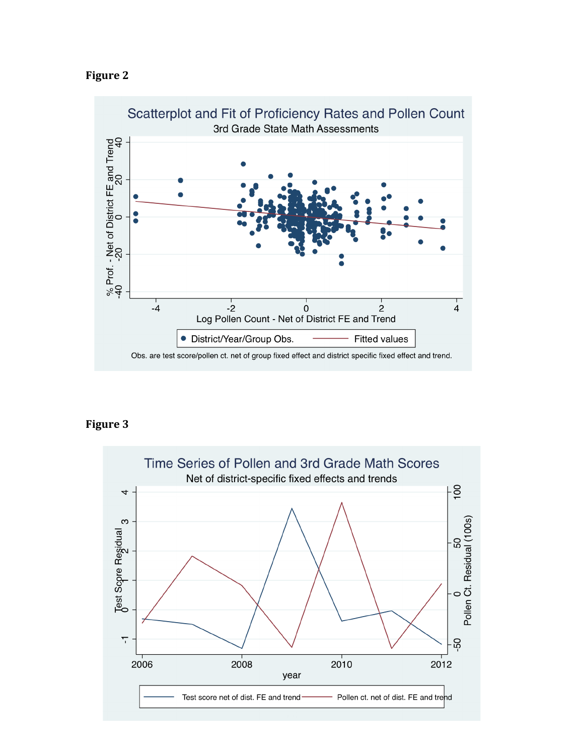**Figure 2**

Scatterplot and Fit of Proficiency Rates and Pollen Count

3rd Grade State Math Assessments

Obs. are test score/pollen ct. net of group fixed effect and district specific fixed effect and trend.

**Figure 3**

Time Series of Pollen and 3rd Grade Math Scores

Net of district-specific fixed effects and trends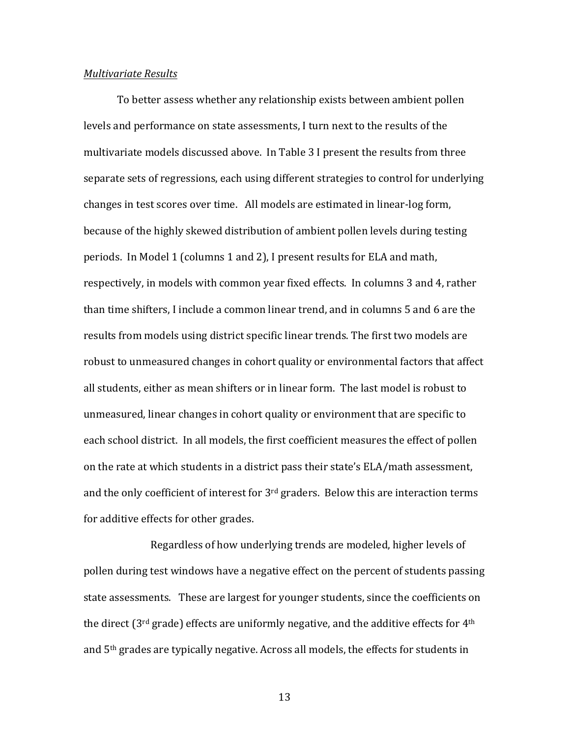*Multivariate Results*

To better assess whether any relationship exists between ambient pollen levels and performance on state assessments, I turn next to the results of the multivariate models discussed above. In Table 3 I present the results from three separate sets of regressions, each using different strategies to control for underlying changes in test scores over time. All models are estimated in linear-log form, because of the highly skewed distribution of ambient pollen levels during testing periods. In Model 1 (columns 1 and 2), I present results for ELA and math, respectively, in models with common year fixed effects. In columns 3 and 4, rather than time shifters, I include a common linear trend, and in columns 5 and 6 are the results from models using district specific linear trends. The first two models are robust to unmeasured changes in cohort quality or environmental factors that affect all students, either as mean shifters or in linear form. The last model is robust to unmeasured, linear changes in cohort quality or environment that are specific to each school district. In all models, the first coefficient measures the effect of pollen on the rate at which students in a district pass their state's ELA/math assessment, and the only coefficient of interest for 3rd graders. Below this are interaction terms for additive effects for other grades.

Regardless of how underlying trends are modeled, higher levels of pollen during test windows have a negative effect on the percent of students passing state assessments. These are largest for younger students, since the coefficients on the direct (3rd grade) effects are uniformly negative, and the additive effects for 4th and 5th grades are typically negative. Across all models, the effects for students in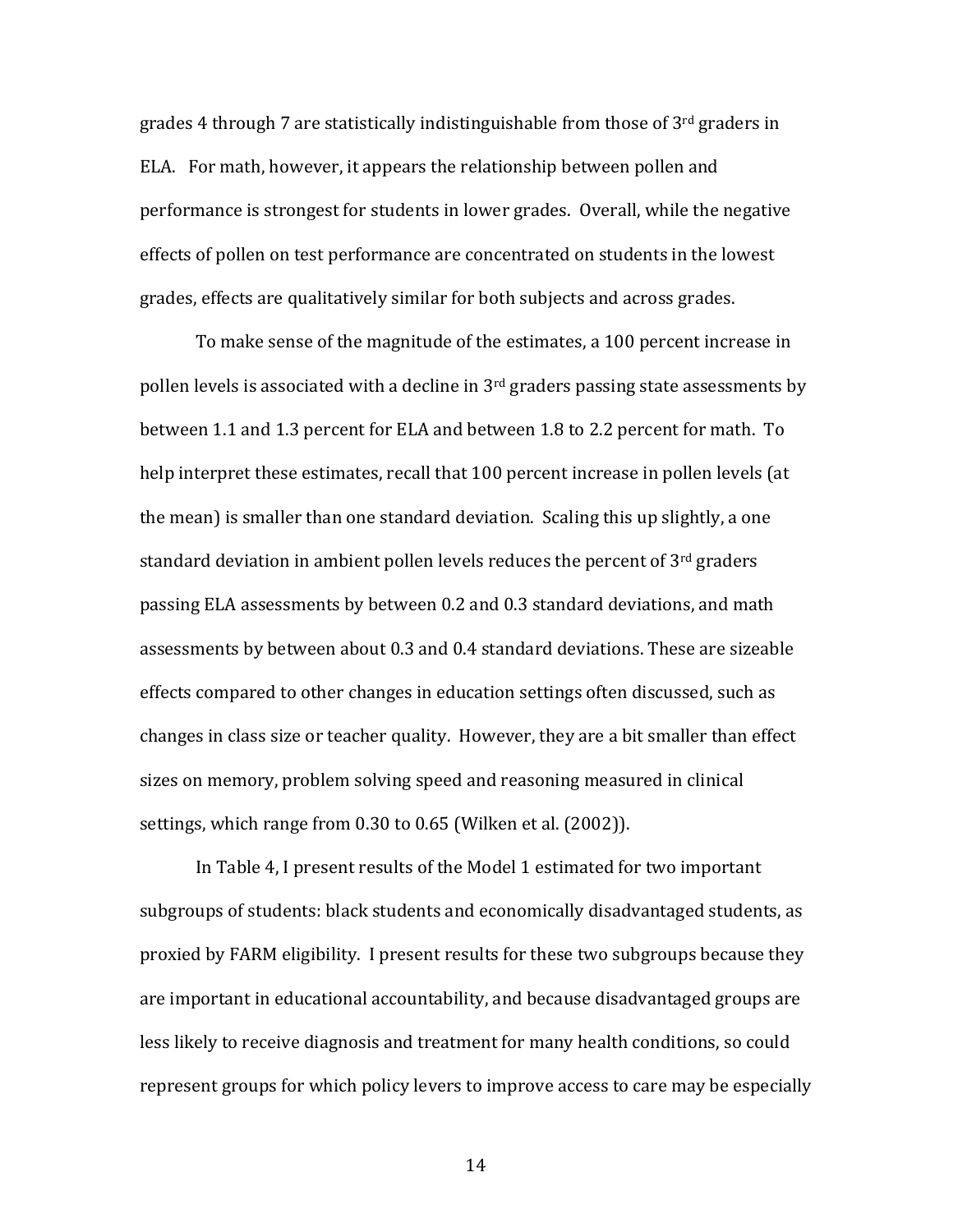grades 4 through 7 are statistically indistinguishable from those of 3rd graders in ELA. For math, however, it appears the relationship between pollen and performance is strongest for students in lower grades. Overall, while the negative effects of pollen on test performance are concentrated on students in the lowest grades, effects are qualitatively similar for both subjects and across grades.

To make sense of the magnitude of the estimates, a 100 percent increase in pollen levels is associated with a decline in 3rd graders passing state assessments by between 1.1 and 1.3 percent for ELA and between 1.8 to 2.2 percent for math. To help interpret these estimates, recall that 100 percent increase in pollen levels (at the mean) is smaller than one standard deviation. Scaling this up slightly, a one standard deviation in ambient pollen levels reduces the percent of 3rd graders passing ELA assessments by between 0.2 and 0.3 standard deviations, and math assessments by between about 0.3 and 0.4 standard deviations. These are sizeable effects compared to other changes in education settings often discussed, such as changes in class size or teacher quality. However, they are a bit smaller than effect sizes on memory, problem solving speed and reasoning measured in clinical settings, which range from 0.30 to 0.65 (Wilken et al. (2002)).

In Table 4, I present results of the Model 1 estimated for two important subgroups of students: black students and economically disadvantaged students, as proxied by FARM eligibility. I present results for these two subgroups because they are important in educational accountability, and because disadvantaged groups are less likely to receive diagnosis and treatment for many health conditions, so could represent groups for which policy levers to improve access to care may be especially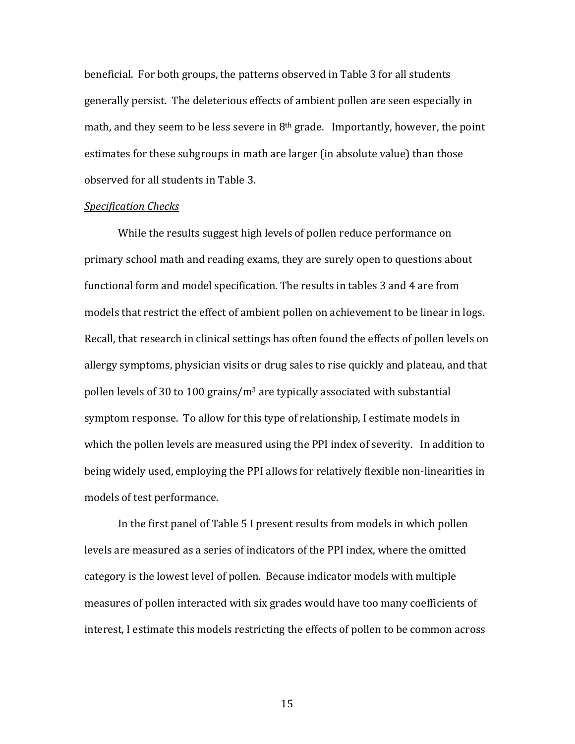beneficial. For both groups, the patterns observed in Table 3 for all students generally persist. The deleterious effects of ambient pollen are seen especially in math, and they seem to be less severe in 8th grade. Importantly, however, the point estimates for these subgroups in math are larger (in absolute value) than those observed for all students in Table 3.

*Specification Checks*

While the results suggest high levels of pollen reduce performance on primary school math and reading exams, they are surely open to questions about functional form and model specification. The results in tables 3 and 4 are from models that restrict the effect of ambient pollen on achievement to be linear in logs. Recall, that research in clinical settings has often found the effects of pollen levels on allergy symptoms, physician visits or drug sales to rise quickly and plateau, and that pollen levels of 30 to 100 grains/$m^3$ are typically associated with substantial symptom response. To allow for this type of relationship, I estimate models in which the pollen levels are measured using the PPI index of severity. In addition to being widely used, employing the PPI allows for relatively flexible non-linearities in models of test performance.

In the first panel of Table 5 I present results from models in which pollen levels are measured as a series of indicators of the PPI index, where the omitted category is the lowest level of pollen. Because indicator models with multiple measures of pollen interacted with six grades would have too many coefficients of interest, I estimate this models restricting the effects of pollen to be common across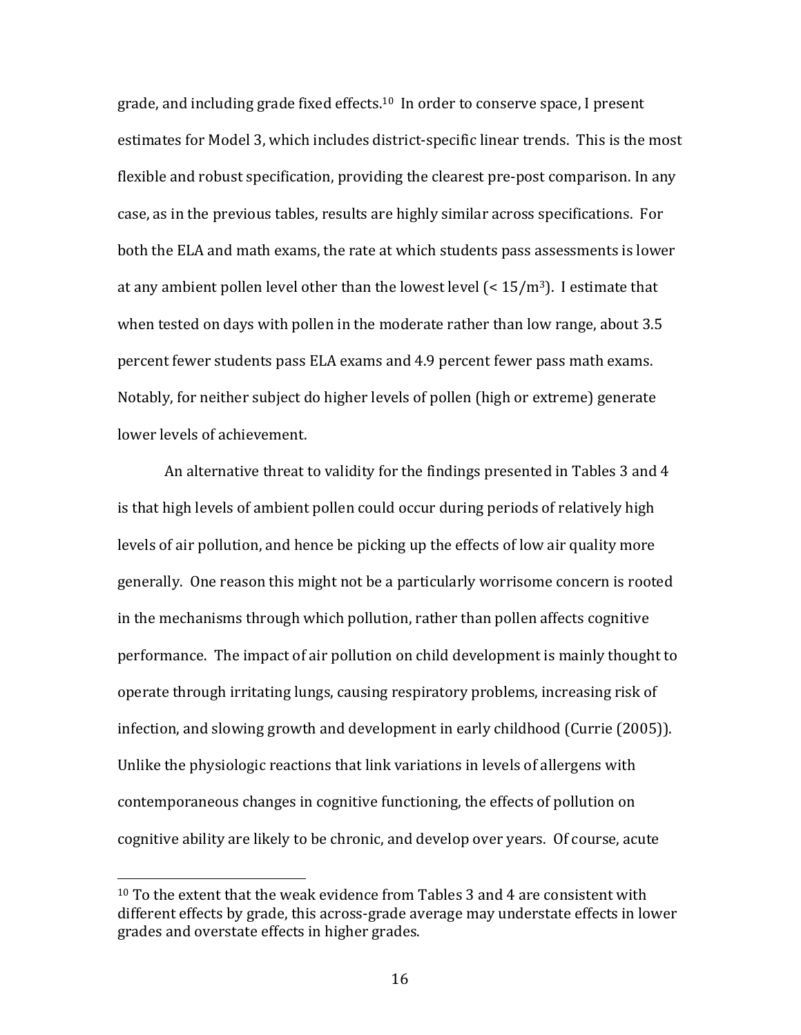grade, and including grade fixed effects.[10] In order to conserve space, I present estimates for Model 3, which includes district-specific linear trends. This is the most flexible and robust specification, providing the clearest pre-post comparison. In any case, as in the previous tables, results are highly similar across specifications. For both the ELA and math exams, the rate at which students pass assessments is lower at any ambient pollen level other than the lowest level ($< 15/m^3$). I estimate that when tested on days with pollen in the moderate rather than low range, about 3.5 percent fewer students pass ELA exams and 4.9 percent fewer pass math exams. Notably, for neither subject do higher levels of pollen (high or extreme) generate lower levels of achievement.

An alternative threat to validity for the findings presented in Tables 3 and 4 is that high levels of ambient pollen could occur during periods of relatively high levels of air pollution, and hence be picking up the effects of low air quality more generally. One reason this might not be a particularly worrisome concern is rooted in the mechanisms through which pollution, rather than pollen affects cognitive performance. The impact of air pollution on child development is mainly thought to operate through irritating lungs, causing respiratory problems, increasing risk of infection, and slowing growth and development in early childhood (Currie (2005)). Unlike the physiologic reactions that link variations in levels of allergens with contemporaneous changes in cognitive functioning, the effects of pollution on cognitive ability are likely to be chronic, and develop over years. Of course, acute

[10] To the extent that the weak evidence from Tables 3 and 4 are consistent with different effects by grade, this across-grade average may understate effects in lower grades and overstate effects in higher grades.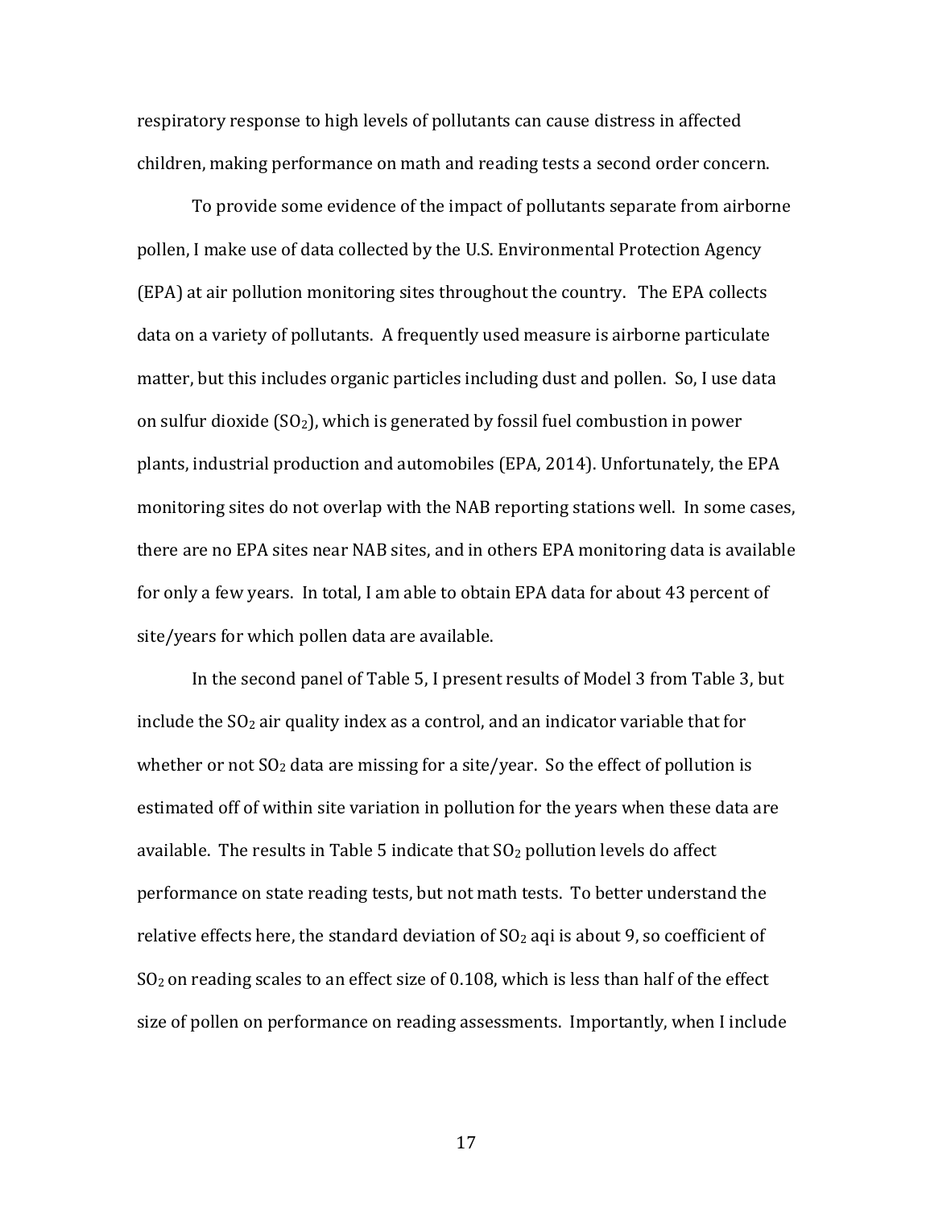respiratory response to high levels of pollutants can cause distress in affected children, making performance on math and reading tests a second order concern.

To provide some evidence of the impact of pollutants separate from airborne pollen, I make use of data collected by the U.S. Environmental Protection Agency (EPA) at air pollution monitoring sites throughout the country. The EPA collects data on a variety of pollutants. A frequently used measure is airborne particulate matter, but this includes organic particles including dust and pollen. So, I use data on sulfur dioxide ($SO_2$), which is generated by fossil fuel combustion in power plants, industrial production and automobiles (EPA, 2014). Unfortunately, the EPA monitoring sites do not overlap with the NAB reporting stations well. In some cases, there are no EPA sites near NAB sites, and in others EPA monitoring data is available for only a few years. In total, I am able to obtain EPA data for about 43 percent of site/years for which pollen data are available.

In the second panel of Table 5, I present results of Model 3 from Table 3, but include the $SO_2$ air quality index as a control, and an indicator variable that for whether or not $SO_2$ data are missing for a site/year. So the effect of pollution is estimated off of within site variation in pollution for the years when these data are available. The results in Table 5 indicate that $SO_2$ pollution levels do affect performance on state reading tests, but not math tests. To better understand the relative effects here, the standard deviation of $SO_2$ aqi is about 9, so coefficient of $SO_2$ on reading scales to an effect size of 0.108, which is less than half of the effect size of pollen on performance on reading assessments. Importantly, when I include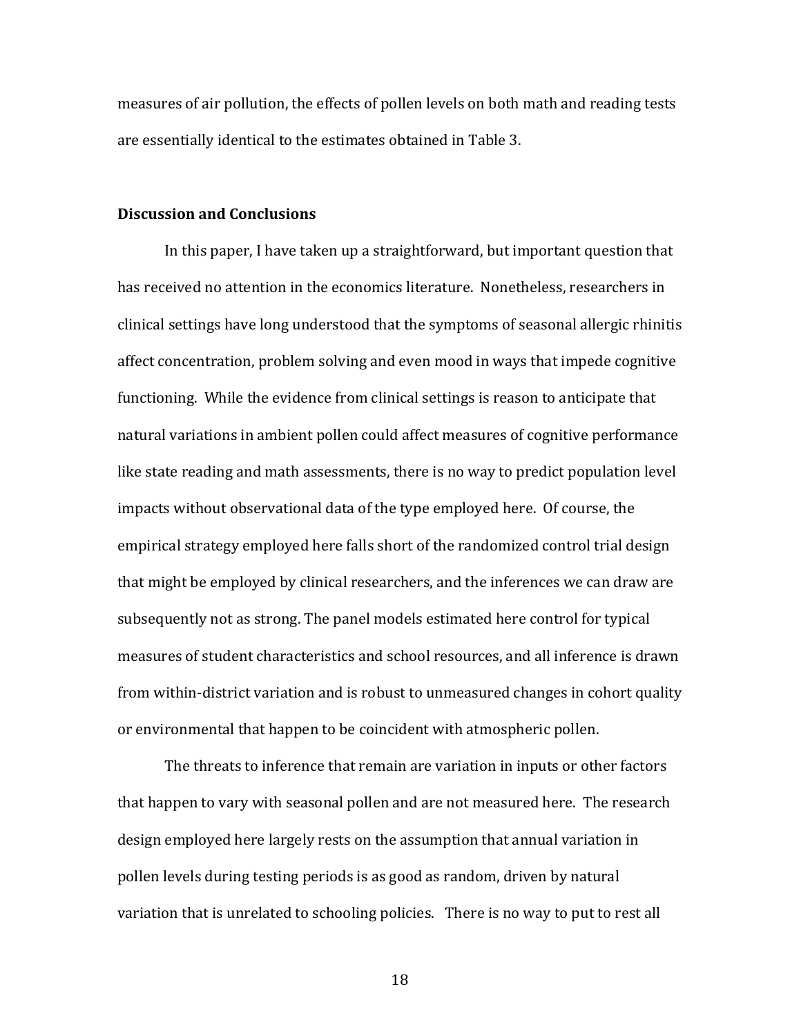measures of air pollution, the effects of pollen levels on both math and reading tests are essentially identical to the estimates obtained in Table 3.

**Discussion and Conclusions**

In this paper, I have taken up a straightforward, but important question that has received no attention in the economics literature. Nonetheless, researchers in clinical settings have long understood that the symptoms of seasonal allergic rhinitis affect concentration, problem solving and even mood in ways that impede cognitive functioning. While the evidence from clinical settings is reason to anticipate that natural variations in ambient pollen could affect measures of cognitive performance like state reading and math assessments, there is no way to predict population level impacts without observational data of the type employed here. Of course, the empirical strategy employed here falls short of the randomized control trial design that might be employed by clinical researchers, and the inferences we can draw are subsequently not as strong. The panel models estimated here control for typical measures of student characteristics and school resources, and all inference is drawn from within-district variation and is robust to unmeasured changes in cohort quality or environmental that happen to be coincident with atmospheric pollen.

The threats to inference that remain are variation in inputs or other factors that happen to vary with seasonal pollen and are not measured here. The research design employed here largely rests on the assumption that annual variation in pollen levels during testing periods is as good as random, driven by natural variation that is unrelated to schooling policies. There is no way to put to rest all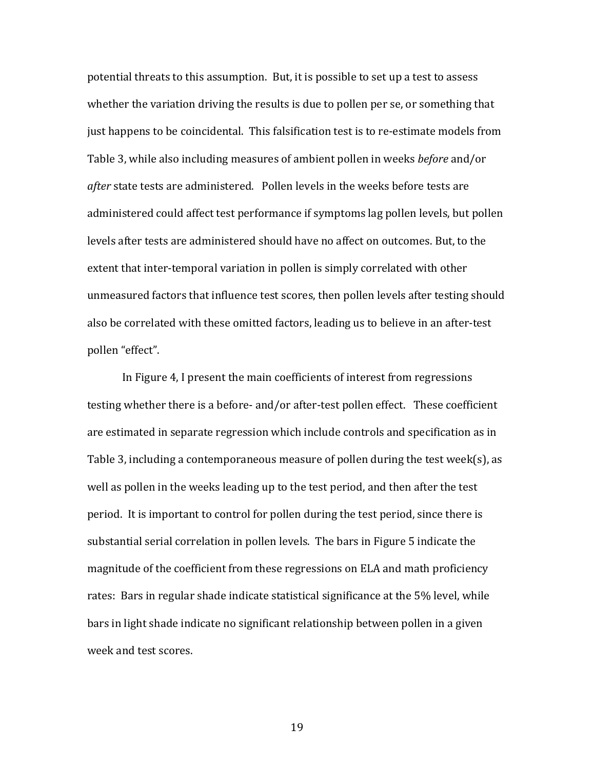potential threats to this assumption. But, it is possible to set up a test to assess whether the variation driving the results is due to pollen per se, or something that just happens to be coincidental. This falsification test is to re-estimate models from Table 3, while also including measures of ambient pollen in weeks *before* and/or *after* state tests are administered. Pollen levels in the weeks before tests are administered could affect test performance if symptoms lag pollen levels, but pollen levels after tests are administered should have no affect on outcomes. But, to the extent that inter-temporal variation in pollen is simply correlated with other unmeasured factors that influence test scores, then pollen levels after testing should also be correlated with these omitted factors, leading us to believe in an after-test pollen "effect".

In Figure 4, I present the main coefficients of interest from regressions testing whether there is a before- and/or after-test pollen effect. These coefficient are estimated in separate regression which include controls and specification as in Table 3, including a contemporaneous measure of pollen during the test week(s), as well as pollen in the weeks leading up to the test period, and then after the test period. It is important to control for pollen during the test period, since there is substantial serial correlation in pollen levels. The bars in Figure 5 indicate the magnitude of the coefficient from these regressions on ELA and math proficiency rates: Bars in regular shade indicate statistical significance at the 5% level, while bars in light shade indicate no significant relationship between pollen in a given week and test scores.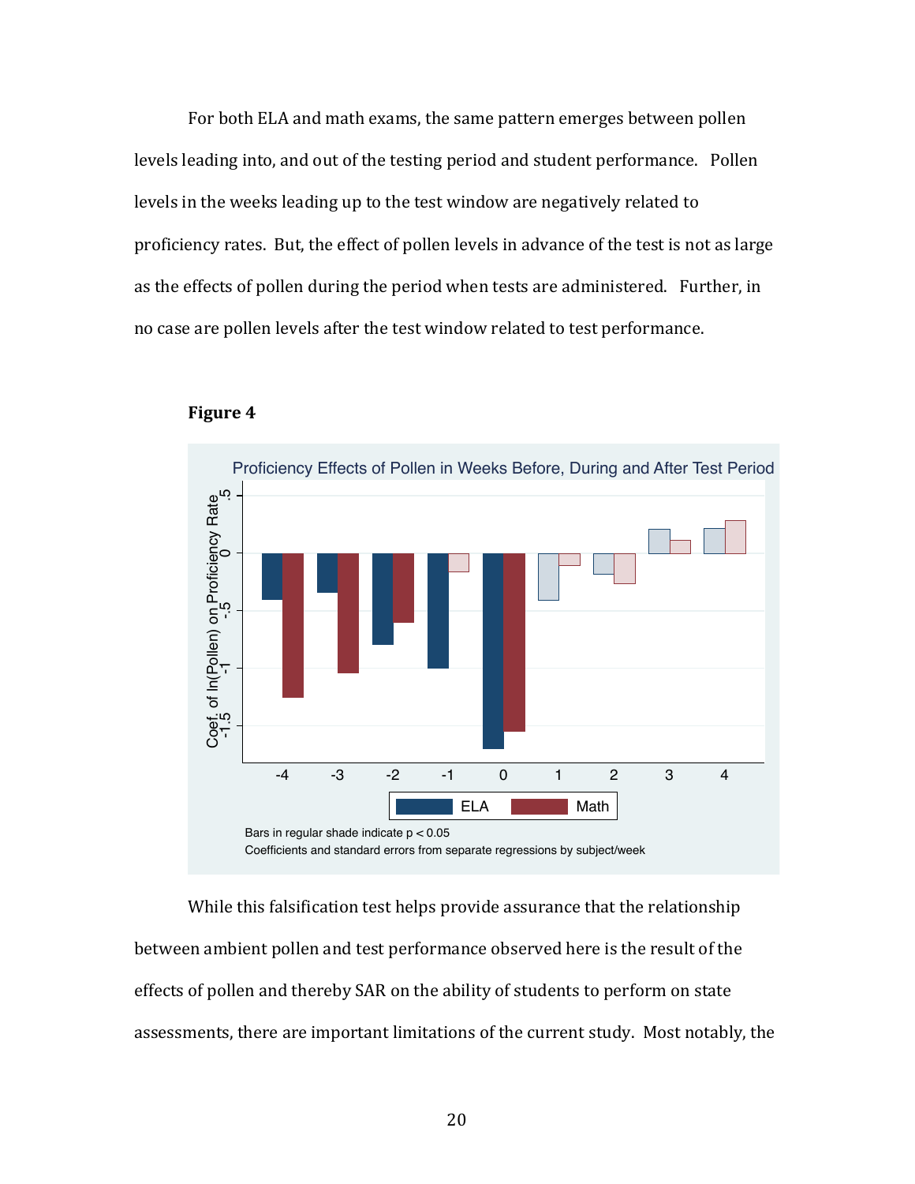For both ELA and math exams, the same pattern emerges between pollen levels leading into, and out of the testing period and student performance. Pollen levels in the weeks leading up to the test window are negatively related to proficiency rates. But, the effect of pollen levels in advance of the test is not as large as the effects of pollen during the period when tests are administered. Further, in no case are pollen levels after the test window related to test performance.

**Figure 4**

Proficiency Effects of Pollen in Weeks Before, During and After Test Period

Bars in regular shade indicate $p < 0.05$

Coefficients and standard errors from separate regressions by subject/week

While this falsification test helps provide assurance that the relationship between ambient pollen and test performance observed here is the result of the effects of pollen and thereby SAR on the ability of students to perform on state assessments, there are important limitations of the current study. Most notably, the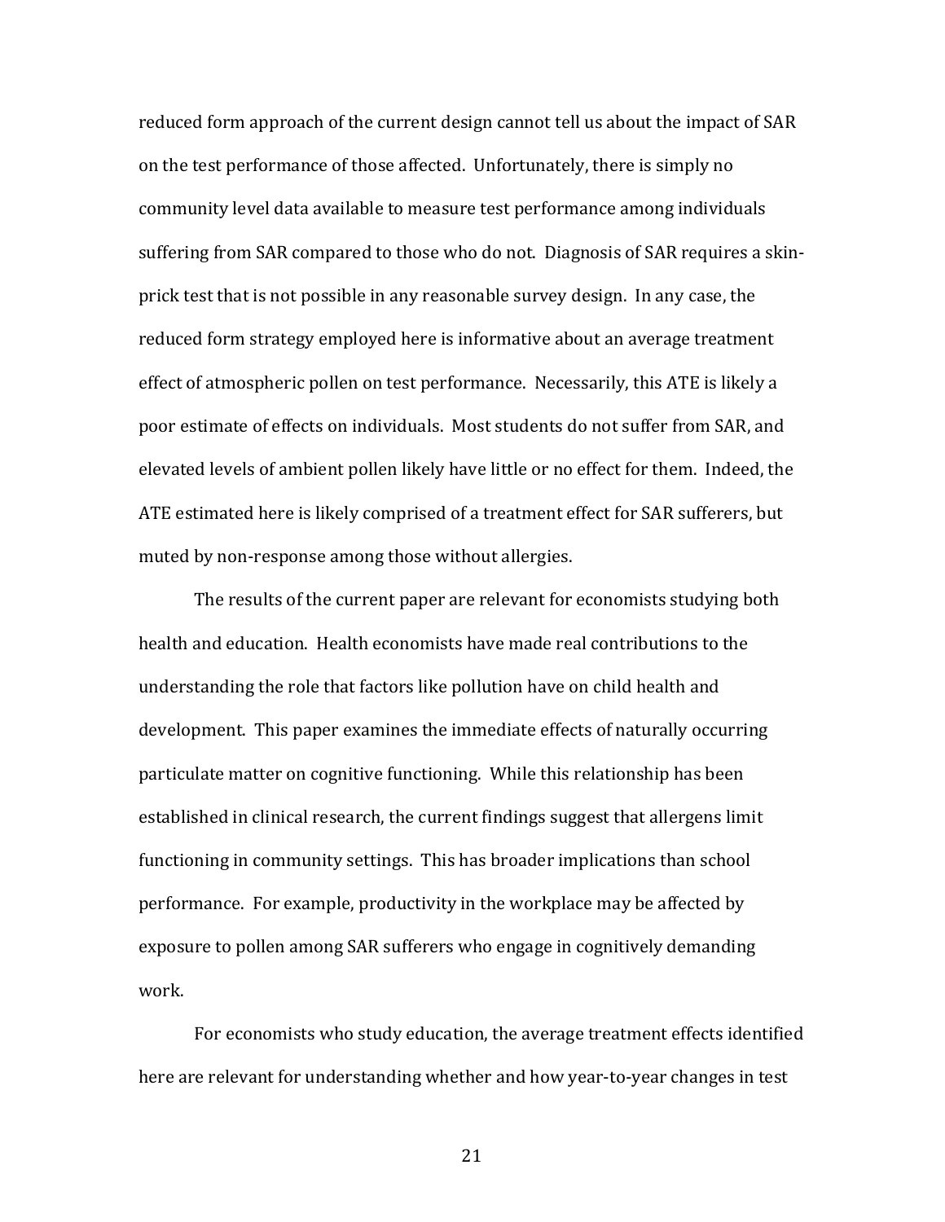reduced form approach of the current design cannot tell us about the impact of SAR on the test performance of those affected. Unfortunately, there is simply no community level data available to measure test performance among individuals suffering from SAR compared to those who do not. Diagnosis of SAR requires a skin-prick test that is not possible in any reasonable survey design. In any case, the reduced form strategy employed here is informative about an average treatment effect of atmospheric pollen on test performance. Necessarily, this ATE is likely a poor estimate of effects on individuals. Most students do not suffer from SAR, and elevated levels of ambient pollen likely have little or no effect for them. Indeed, the ATE estimated here is likely comprised of a treatment effect for SAR sufferers, but muted by non-response among those without allergies.

The results of the current paper are relevant for economists studying both health and education. Health economists have made real contributions to the understanding the role that factors like pollution have on child health and development. This paper examines the immediate effects of naturally occurring particulate matter on cognitive functioning. While this relationship has been established in clinical research, the current findings suggest that allergens limit functioning in community settings. This has broader implications than school performance. For example, productivity in the workplace may be affected by exposure to pollen among SAR sufferers who engage in cognitively demanding work.

For economists who study education, the average treatment effects identified here are relevant for understanding whether and how year-to-year changes in test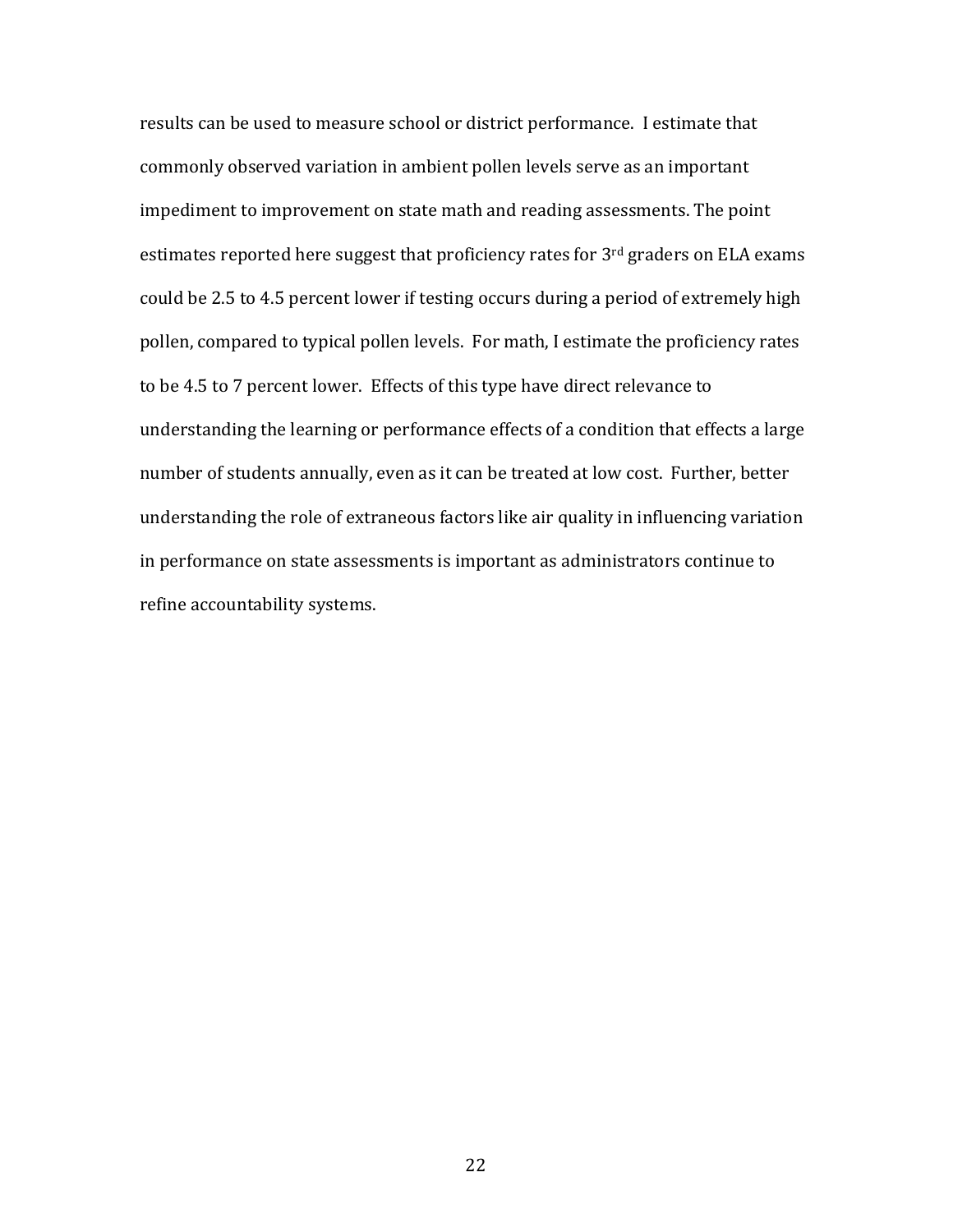results can be used to measure school or district performance. I estimate that commonly observed variation in ambient pollen levels serve as an important impediment to improvement on state math and reading assessments. The point estimates reported here suggest that proficiency rates for 3rd graders on ELA exams could be 2.5 to 4.5 percent lower if testing occurs during a period of extremely high pollen, compared to typical pollen levels. For math, I estimate the proficiency rates to be 4.5 to 7 percent lower. Effects of this type have direct relevance to understanding the learning or performance effects of a condition that effects a large number of students annually, even as it can be treated at low cost. Further, better understanding the role of extraneous factors like air quality in influencing variation in performance on state assessments is important as administrators continue to refine accountability systems.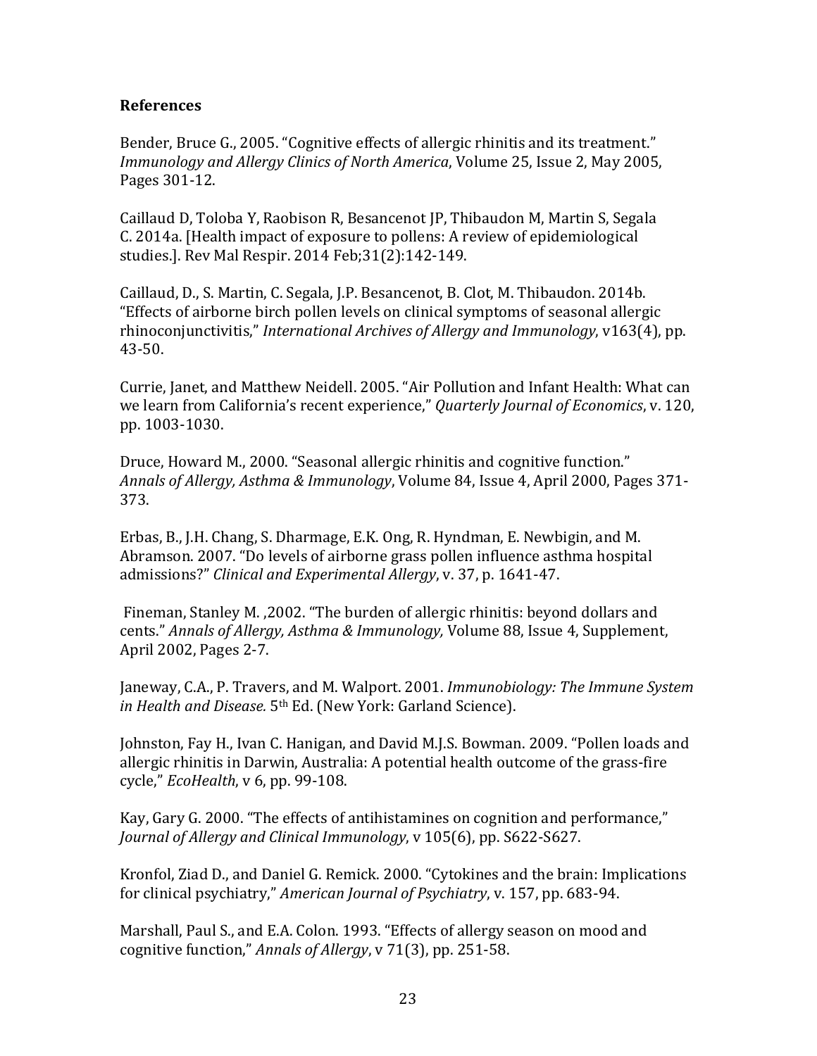## References

Bender, Bruce G., 2005. "Cognitive effects of allergic rhinitis and its treatment." *Immunology and Allergy Clinics of North America*, Volume 25, Issue 2, May 2005, Pages 301-12.

Caillaud D, Toloba Y, Raobison R, Besancenot JP, Thibaudon M, Martin S, Segala C. 2014a. [Health impact of exposure to pollens: A review of epidemiological studies.]. Rev Mal Respir. 2014 Feb;31(2):142-149.

Caillaud, D., S. Martin, C. Segala, J.P. Besancenot, B. Clot, M. Thibaudon. 2014b. "Effects of airborne birch pollen levels on clinical symptoms of seasonal allergic rhinoconjunctivitis," *International Archives of Allergy and Immunology*, v163(4), pp. 43-50.

Currie, Janet, and Matthew Neidell. 2005. "Air Pollution and Infant Health: What can we learn from California's recent experience," *Quarterly Journal of Economics*, v. 120, pp. 1003-1030.

Druce, Howard M., 2000. "Seasonal allergic rhinitis and cognitive function." *Annals of Allergy, Asthma & Immunology*, Volume 84, Issue 4, April 2000, Pages 371-373.

Erbas, B., J.H. Chang, S. Dharmage, E.K. Ong, R. Hyndman, E. Newbigin, and M. Abramson. 2007. "Do levels of airborne grass pollen influence asthma hospital admissions?" *Clinical and Experimental Allergy*, v. 37, p. 1641-47.

Fineman, Stanley M. ,2002. "The burden of allergic rhinitis: beyond dollars and cents." *Annals of Allergy, Asthma & Immunology,* Volume 88, Issue 4, Supplement, April 2002, Pages 2-7.

Janeway, C.A., P. Travers, and M. Walport. 2001. *Immunobiology: The Immune System in Health and Disease.* 5th Ed. (New York: Garland Science).

Johnston, Fay H., Ivan C. Hanigan, and David M.J.S. Bowman. 2009. "Pollen loads and allergic rhinitis in Darwin, Australia: A potential health outcome of the grass-fire cycle," *EcoHealth*, v 6, pp. 99-108.

Kay, Gary G. 2000. "The effects of antihistamines on cognition and performance," *Journal of Allergy and Clinical Immunology*, v 105(6), pp. S622-S627.

Kronfol, Ziad D., and Daniel G. Remick. 2000. "Cytokines and the brain: Implications for clinical psychiatry," *American Journal of Psychiatry*, v. 157, pp. 683-94.

Marshall, Paul S., and E.A. Colon. 1993. "Effects of allergy season on mood and cognitive function," *Annals of Allergy*, v 71(3), pp. 251-58.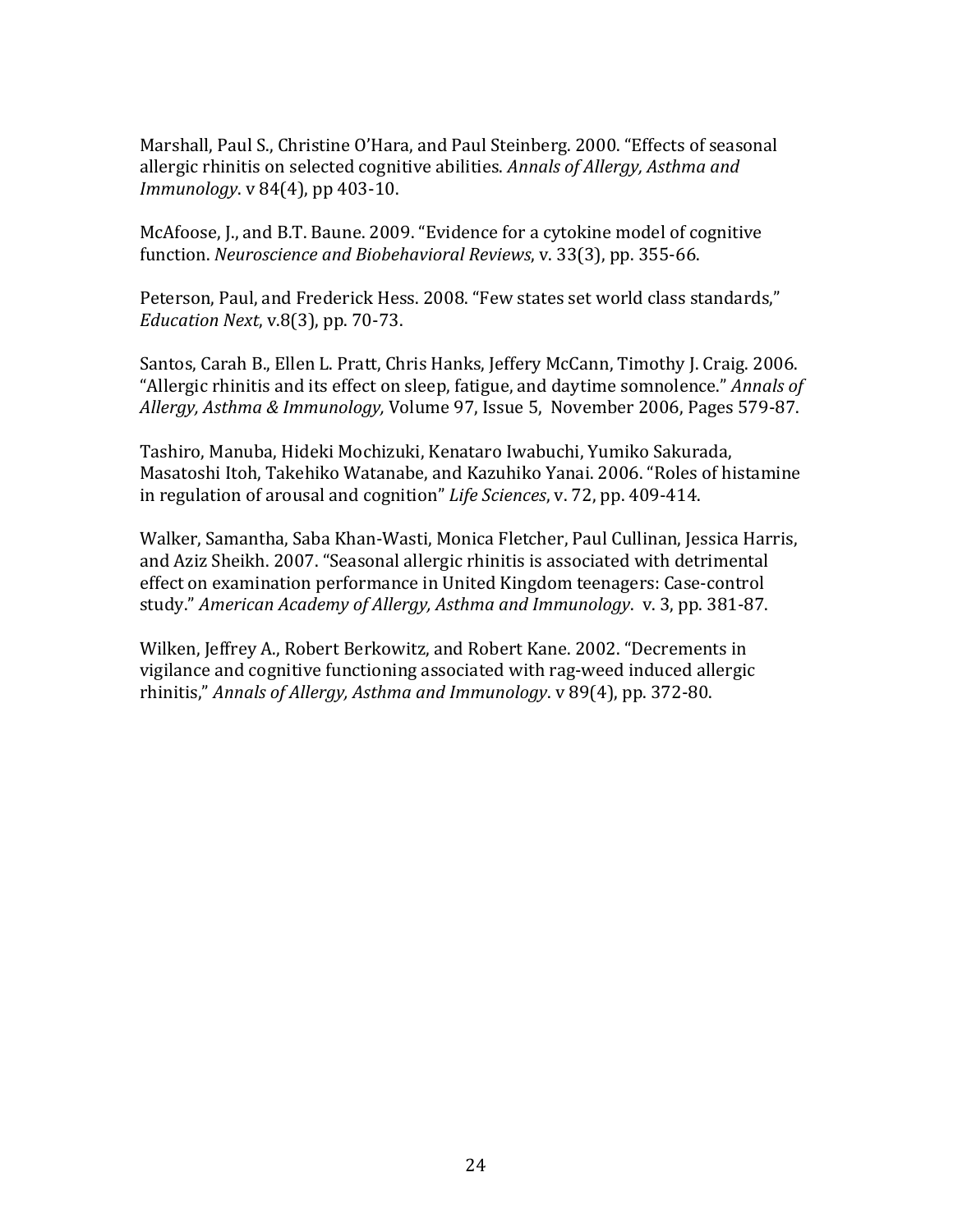Marshall, Paul S., Christine O'Hara, and Paul Steinberg. 2000. "Effects of seasonal allergic rhinitis on selected cognitive abilities. *Annals of Allergy, Asthma and Immunology*. v 84(4), pp 403-10.

McAfoose, J., and B.T. Baune. 2009. "Evidence for a cytokine model of cognitive function. *Neuroscience and Biobehavioral Reviews*, v. 33(3), pp. 355-66.

Peterson, Paul, and Frederick Hess. 2008. "Few states set world class standards," *Education Next*, v.8(3), pp. 70-73.

Santos, Carah B., Ellen L. Pratt, Chris Hanks, Jeffery McCann, Timothy J. Craig. 2006. "Allergic rhinitis and its effect on sleep, fatigue, and daytime somnolence." *Annals of Allergy, Asthma & Immunology,* Volume 97, Issue 5, November 2006, Pages 579-87.

Tashiro, Manuba, Hideki Mochizuki, Kenataro Iwabuchi, Yumiko Sakurada, Masatoshi Itoh, Takehiko Watanabe, and Kazuhiko Yanai. 2006. "Roles of histamine in regulation of arousal and cognition" *Life Sciences*, v. 72, pp. 409-414.

Walker, Samantha, Saba Khan-Wasti, Monica Fletcher, Paul Cullinan, Jessica Harris, and Aziz Sheikh. 2007. "Seasonal allergic rhinitis is associated with detrimental effect on examination performance in United Kingdom teenagers: Case-control study." *American Academy of Allergy, Asthma and Immunology*. v. 3, pp. 381-87.

Wilken, Jeffrey A., Robert Berkowitz, and Robert Kane. 2002. "Decrements in vigilance and cognitive functioning associated with rag-weed induced allergic rhinitis," *Annals of Allergy, Asthma and Immunology*. v 89(4), pp. 372-80.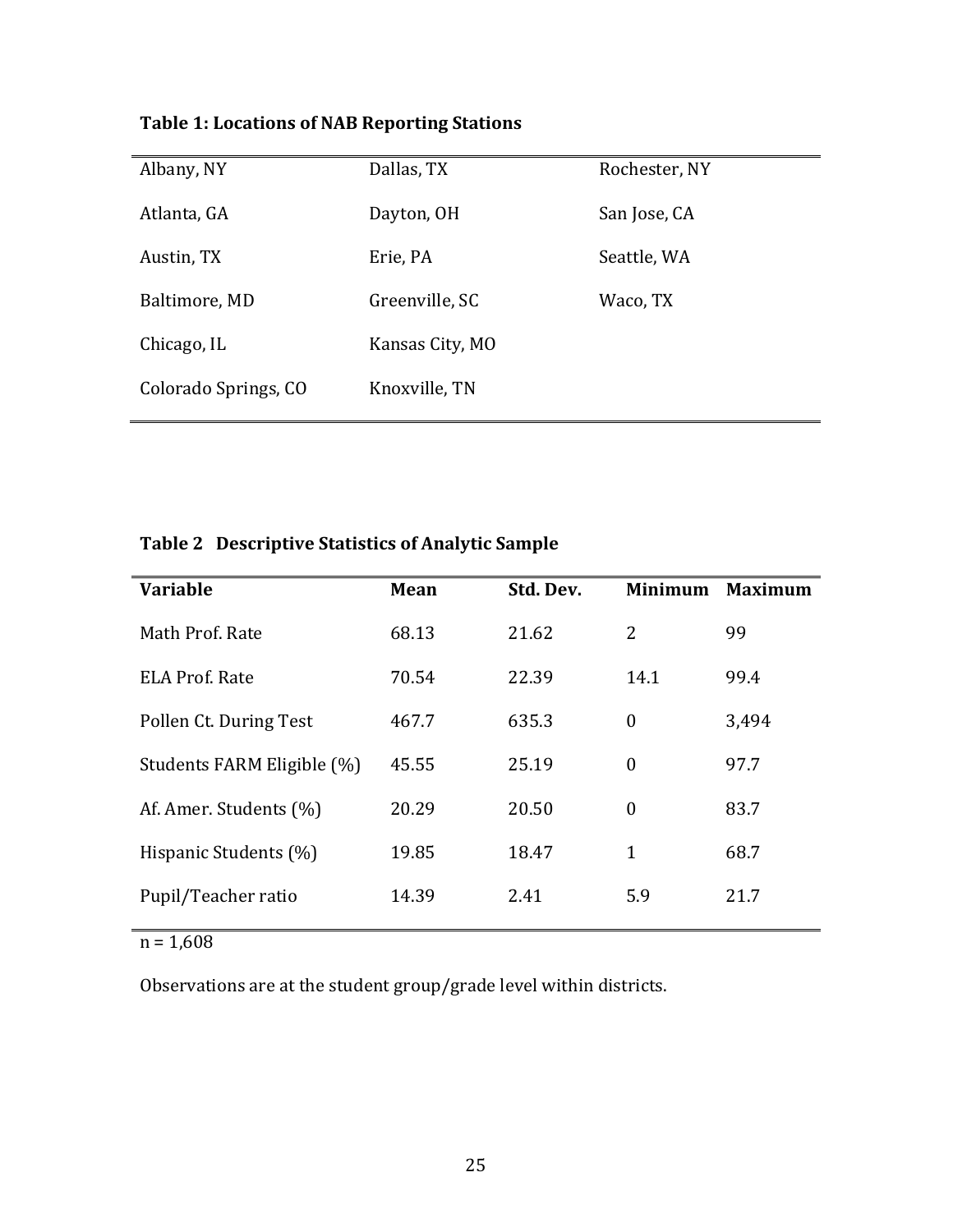**Table 1: Locations of NAB Reporting Stations**

| | | |
|---|---|---|
| Albany, NY | Dallas, TX | Rochester, NY |
| Atlanta, GA | Dayton, OH | San Jose, CA |
| Austin, TX | Erie, PA | Seattle, WA |
| Baltimore, MD | Greenville, SC | Waco, TX |
| Chicago, IL | Kansas City, MO | |
| Colorado Springs, CO | Knoxville, TN | |

**Table 2 Descriptive Statistics of Analytic Sample**

| Variable | Mean | Std. Dev. | Minimum | Maximum |
|---|---|---|---|---|
| Math Prof. Rate | 68.13 | 21.62 | 2 | 99 |
| ELA Prof. Rate | 70.54 | 22.39 | 14.1 | 99.4 |
| Pollen Ct. During Test | 467.7 | 635.3 | 0 | 3,494 |
| Students FARM Eligible (%) | 45.55 | 25.19 | 0 | 97.7 |
| Af. Amer. Students (%) | 20.29 | 20.50 | 0 | 83.7 |
| Hispanic Students (%) | 19.85 | 18.47 | 1 | 68.7 |
| Pupil/Teacher ratio | 14.39 | 2.41 | 5.9 | 21.7 |

n = 1,608

Observations are at the student group/grade level within districts.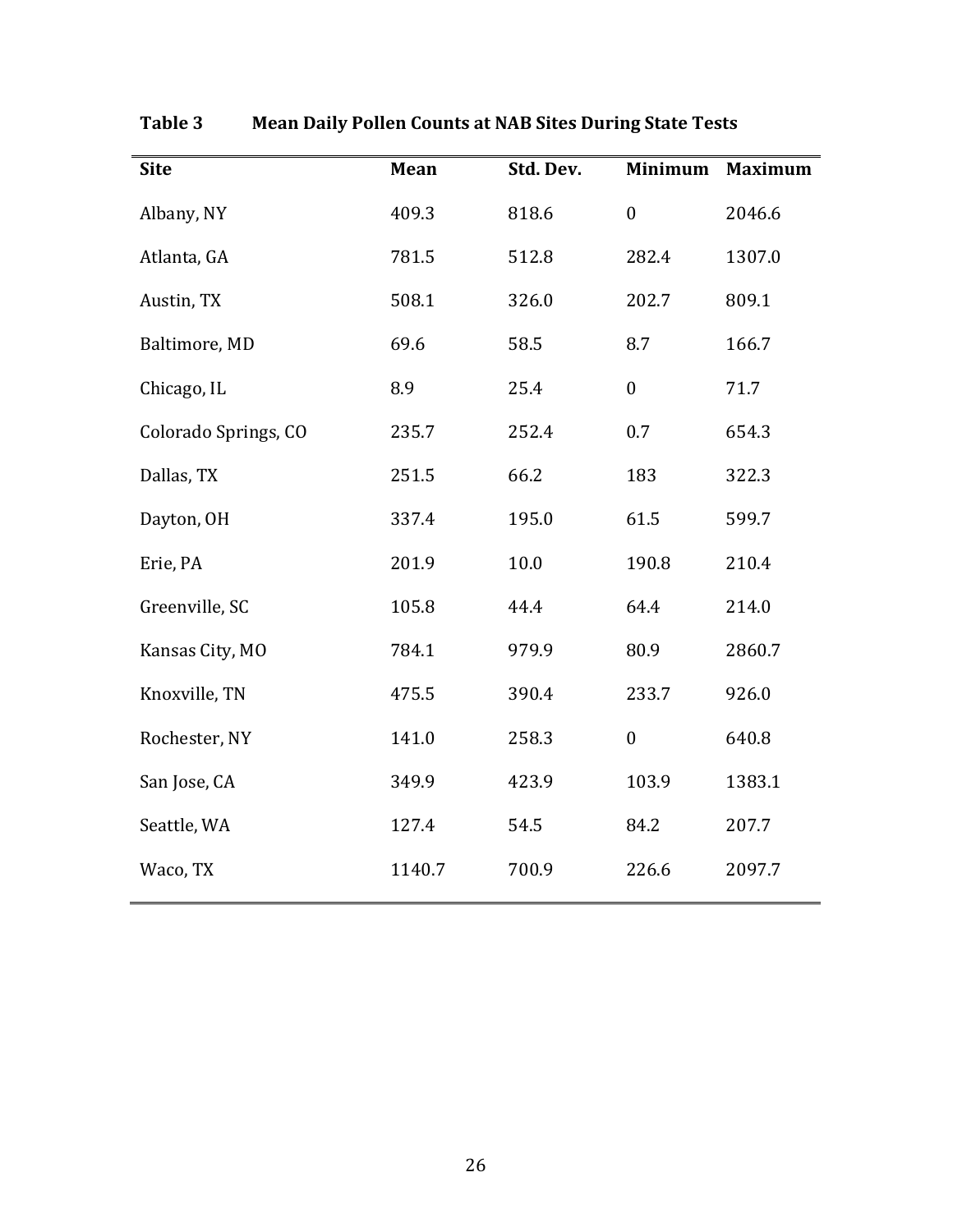**Table 3 Mean Daily Pollen Counts at NAB Sites During State Tests**

| Site | Mean | Std. Dev. | Minimum | Maximum |
|---|---|---|---|---|
| Albany, NY | 409.3 | 818.6 | 0 | 2046.6 |
| Atlanta, GA | 781.5 | 512.8 | 282.4 | 1307.0 |
| Austin, TX | 508.1 | 326.0 | 202.7 | 809.1 |
| Baltimore, MD | 69.6 | 58.5 | 8.7 | 166.7 |
| Chicago, IL | 8.9 | 25.4 | 0 | 71.7 |
| Colorado Springs, CO | 235.7 | 252.4 | 0.7 | 654.3 |
| Dallas, TX | 251.5 | 66.2 | 183 | 322.3 |
| Dayton, OH | 337.4 | 195.0 | 61.5 | 599.7 |
| Erie, PA | 201.9 | 10.0 | 190.8 | 210.4 |
| Greenville, SC | 105.8 | 44.4 | 64.4 | 214.0 |
| Kansas City, MO | 784.1 | 979.9 | 80.9 | 2860.7 |
| Knoxville, TN | 475.5 | 390.4 | 233.7 | 926.0 |
| Rochester, NY | 141.0 | 258.3 | 0 | 640.8 |
| San Jose, CA | 349.9 | 423.9 | 103.9 | 1383.1 |
| Seattle, WA | 127.4 | 54.5 | 84.2 | 207.7 |
| Waco, TX | 1140.7 | 700.9 | 226.6 | 2097.7 |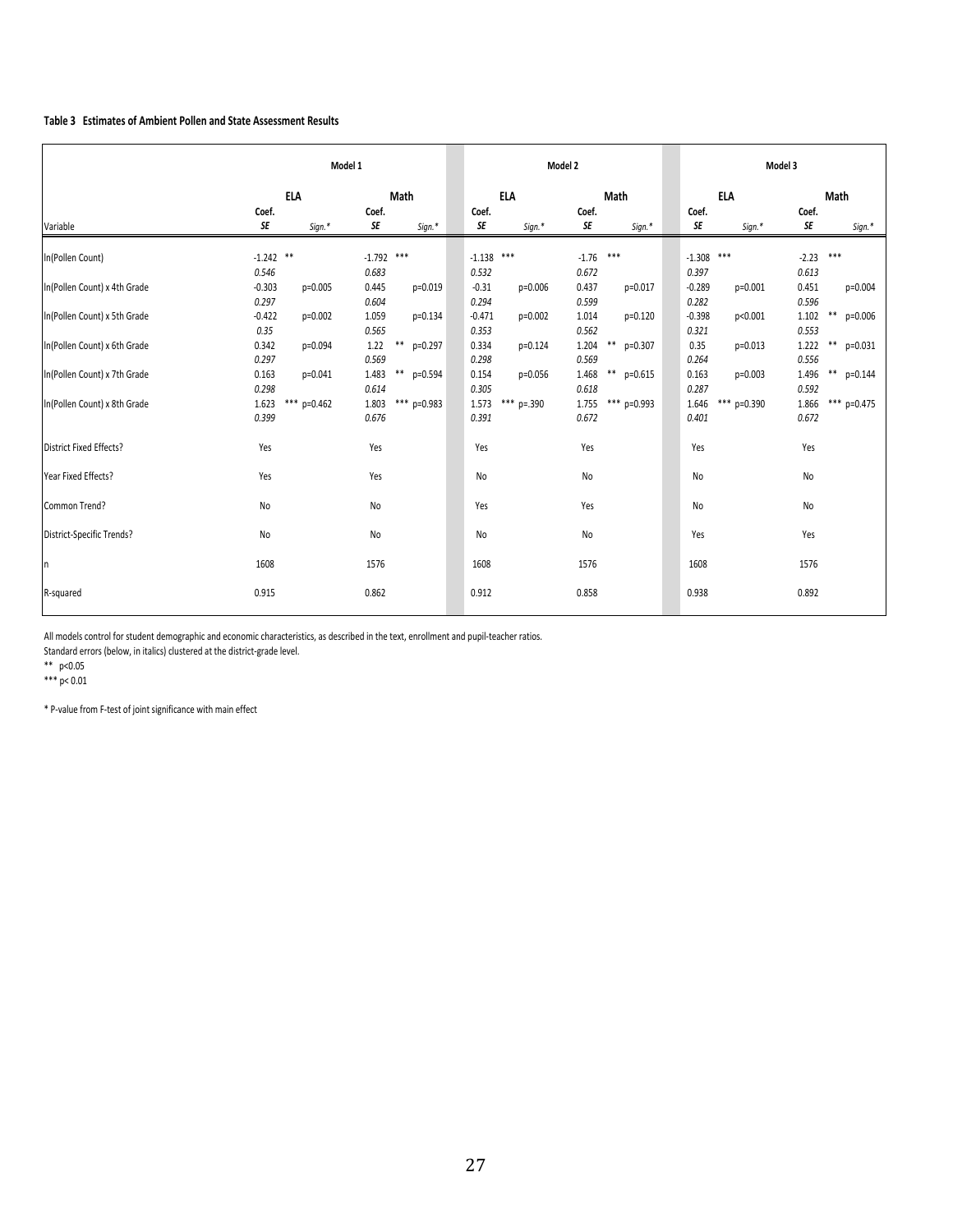**Table 3 Estimates of Ambient Pollen and State Assessment Results**

| | Model 1 | | | | Model 2 | | | | Model 3 | | | |
|---|---|---|---|---|---|---|---|---|---|---|---|---|
| | ELA | | Math | | ELA | | Math | | ELA | | Math | |
| Variable | Coef. *SE* | *Sign.\** | Coef. *SE* | *Sign.\** | Coef. *SE* | *Sign.\** | Coef. *SE* | *Sign.\** | Coef. *SE* | *Sign.\** | Coef. *SE* | *Sign.\** |
| ln(Pollen Count) | -1.242 ** | | -1.792 *** | | -1.138 *** | | -1.76 *** | | -1.308 *** | | -2.23 *** | |
| | *0.546* | | *0.683* | | *0.532* | | *0.672* | | *0.397* | | *0.613* | |
| ln(Pollen Count) x 4th Grade | -0.303 | p=0.005 | 0.445 | p=0.019 | -0.31 | p=0.006 | 0.437 | p=0.017 | -0.289 | p=0.001 | 0.451 | p=0.004 |
| | *0.297* | | *0.604* | | *0.294* | | *0.599* | | *0.282* | | *0.596* | |
| ln(Pollen Count) x 5th Grade | -0.422 | p=0.002 | 1.059 | p=0.134 | -0.471 | p=0.002 | 1.014 | p=0.120 | -0.398 | p<0.001 | 1.102 ** | p=0.006 |
| | *0.35* | | *0.565* | | *0.353* | | *0.562* | | *0.321* | | *0.553* | |
| ln(Pollen Count) x 6th Grade | 0.342 | p=0.094 | 1.22 ** | p=0.297 | 0.334 | p=0.124 | 1.204 ** | p=0.307 | 0.35 | p=0.013 | 1.222 ** | p=0.031 |
| | *0.297* | | *0.569* | | *0.298* | | *0.569* | | *0.264* | | *0.556* | |
| ln(Pollen Count) x 7th Grade | 0.163 | p=0.041 | 1.483 ** | p=0.594 | 0.154 | p=0.056 | 1.468 ** | p=0.615 | 0.163 | p=0.003 | 1.496 ** | p=0.144 |
| | *0.298* | | *0.614* | | *0.305* | | *0.618* | | *0.287* | | *0.592* | |
| ln(Pollen Count) x 8th Grade | 1.623 *** | p=0.462 | 1.803 *** | p=0.983 | 1.573 *** | p=.390 | 1.755 *** | p=0.993 | 1.646 *** | p=0.390 | 1.866 *** | p=0.475 |
| | *0.399* | | *0.676* | | *0.391* | | *0.672* | | *0.401* | | *0.672* | |
| District Fixed Effects? | Yes | | Yes | | Yes | | Yes | | Yes | | Yes | |
| Year Fixed Effects? | Yes | | Yes | | No | | No | | No | | No | |
| Common Trend? | No | | No | | Yes | | Yes | | No | | No | |
| District-Specific Trends? | No | | No | | No | | No | | Yes | | Yes | |
| n | 1608 | | 1576 | | 1608 | | 1576 | | 1608 | | 1576 | |
| R-squared | 0.915 | | 0.862 | | 0.912 | | 0.858 | | 0.938 | | 0.892 | |

All models control for student demographic and economic characteristics, as described in the text, enrollment and pupil-teacher ratios.
Standard errors (below, in italics) clustered at the district-grade level.
** $p<0.05$
*** $p< 0.01$

* P-value from F-test of joint significance with main effect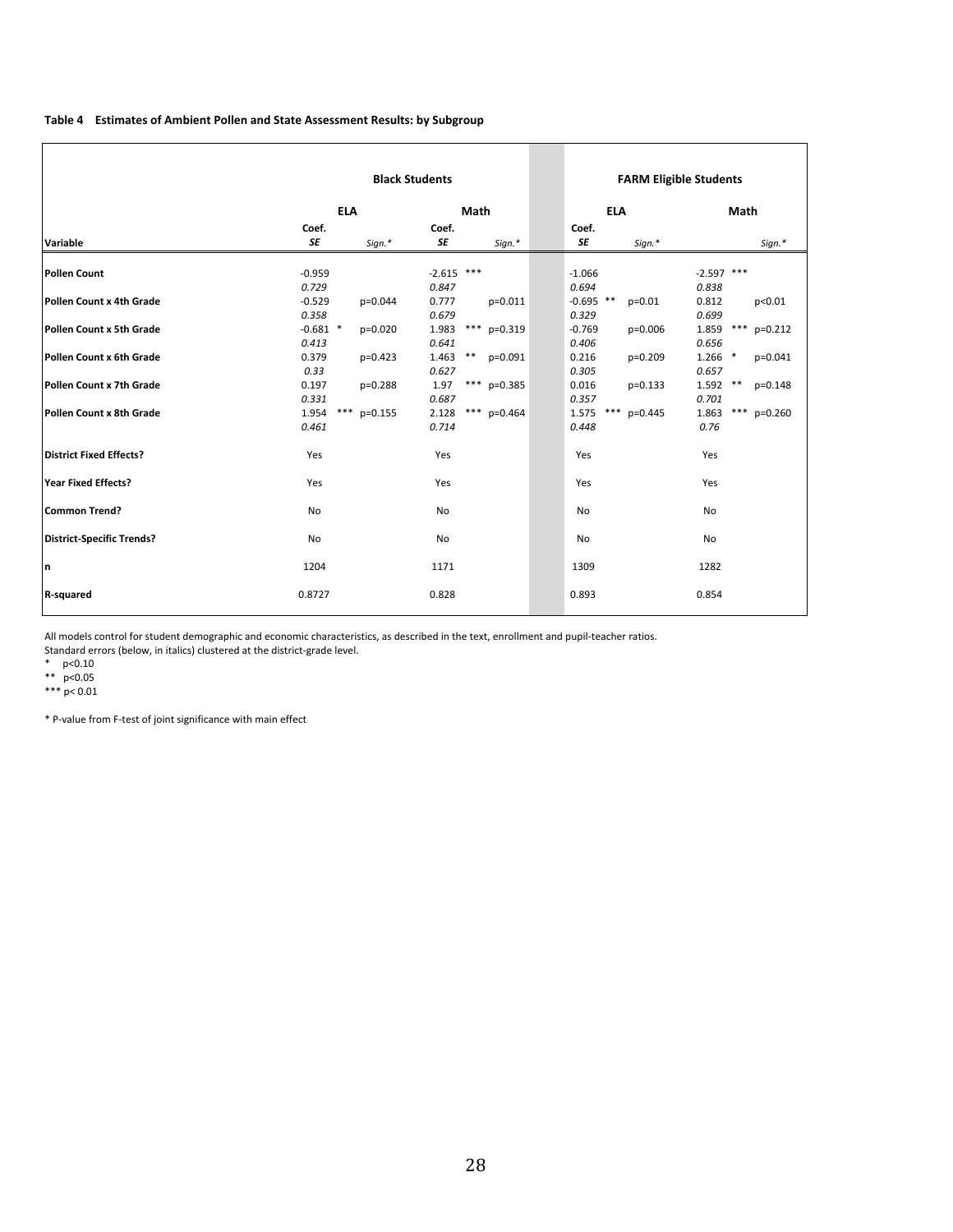**Table 4 Estimates of Ambient Pollen and State Assessment Results: by Subgroup**

| | Black Students | | | | | | FARM Eligible Students | | | | | |
|---|---|---|---|---|---|---|---|---|---|---|---|---|
| | ELA | | | Math | | | ELA | | | Math | | |
| Variable | Coef. *SE* | | *Sign.** | Coef. *SE* | | *Sign.** | Coef. *SE* | | *Sign.** | | | *Sign.** |
| **Pollen Count** | -0.959 | | | -2.615 | *** | | -1.066 | | | -2.597 | *** | |
| | *0.729* | | | *0.847* | | | *0.694* | | | *0.838* | | |
| **Pollen Count x 4th Grade** | -0.529 | | p=0.044 | 0.777 | | p=0.011 | -0.695 | ** | p=0.01 | 0.812 | | p<0.01 |
| | *0.358* | | | *0.679* | | | *0.329* | | | *0.699* | | |
| **Pollen Count x 5th Grade** | -0.681 | * | p=0.020 | 1.983 | *** | p=0.319 | -0.769 | | p=0.006 | 1.859 | *** | p=0.212 |
| | *0.413* | | | *0.641* | | | *0.406* | | | *0.656* | | |
| **Pollen Count x 6th Grade** | 0.379 | | p=0.423 | 1.463 | ** | p=0.091 | 0.216 | | p=0.209 | 1.266 | * | p=0.041 |
| | *0.33* | | | *0.627* | | | *0.305* | | | *0.657* | | |
| **Pollen Count x 7th Grade** | 0.197 | | p=0.288 | 1.97 | *** | p=0.385 | 0.016 | | p=0.133 | 1.592 | ** | p=0.148 |
| | *0.331* | | | *0.687* | | | *0.357* | | | *0.701* | | |
| **Pollen Count x 8th Grade** | 1.954 | *** | p=0.155 | 2.128 | *** | p=0.464 | 1.575 | *** | p=0.445 | 1.863 | *** | p=0.260 |
| | *0.461* | | | *0.714* | | | *0.448* | | | *0.76* | | |
| **District Fixed Effects?** | Yes | | | Yes | | | Yes | | | Yes | | |
| **Year Fixed Effects?** | Yes | | | Yes | | | Yes | | | Yes | | |
| **Common Trend?** | No | | | No | | | No | | | No | | |
| **District-Specific Trends?** | No | | | No | | | No | | | No | | |
| **n** | 1204 | | | 1171 | | | 1309 | | | 1282 | | |
| **R-squared** | 0.8727 | | | 0.828 | | | 0.893 | | | 0.854 | | |

All models control for student demographic and economic characteristics, as described in the text, enrollment and pupil-teacher ratios.
Standard errors (below, in italics) clustered at the district-grade level.

\* p<0.10

\*\* p<0.05

\*\*\* p< 0.01

\* P-value from F-test of joint significance with main effect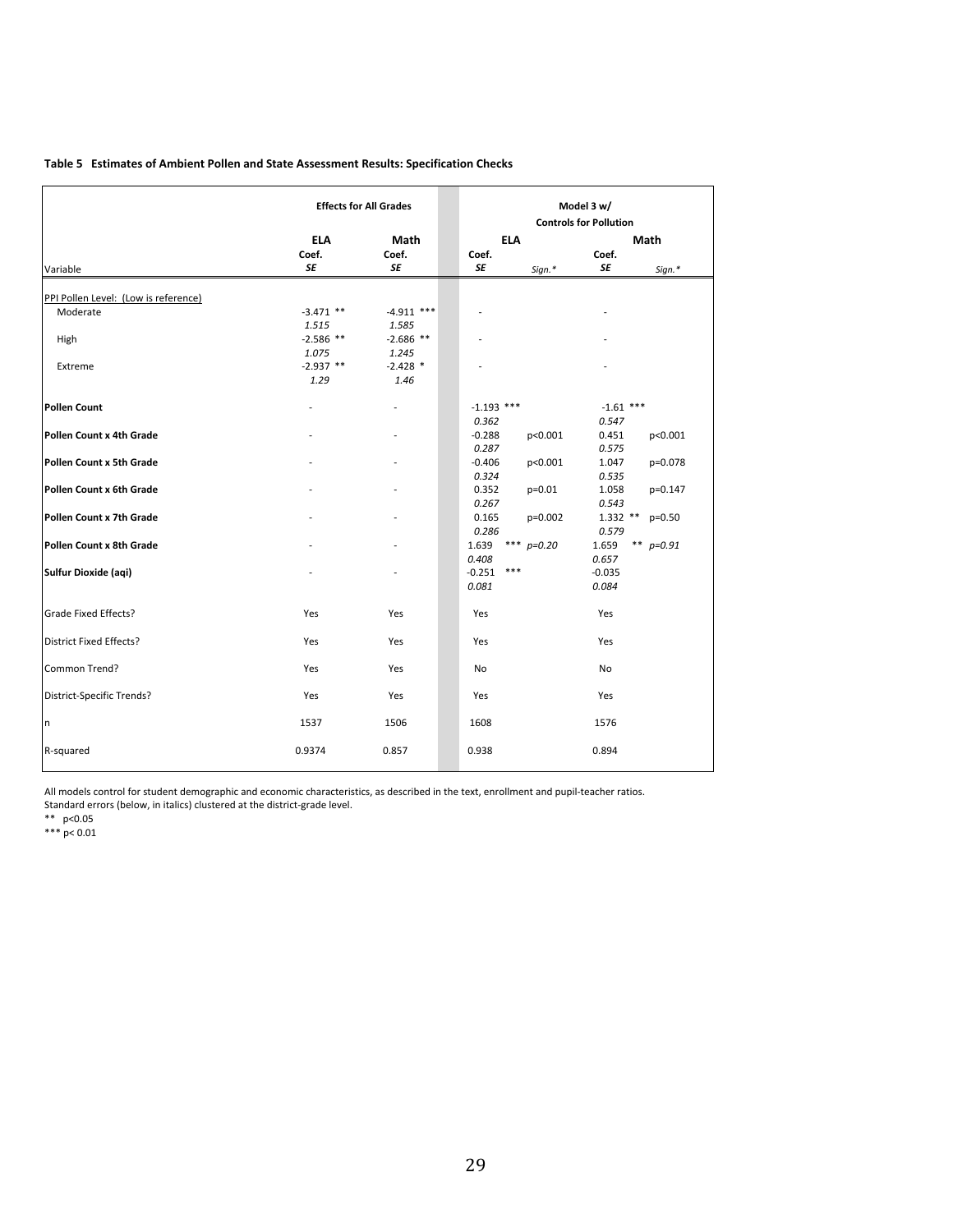**Table 5 Estimates of Ambient Pollen and State Assessment Results: Specification Checks**

| | Effects for All Grades | | Model 3 w/ Controls for Pollution | | | |
|---|---|---|---|---|---|---|
| | ELA | Math | ELA | | Math | |
| Variable | Coef. *SE* | Coef. *SE* | Coef. *SE* | *Sign.** | Coef. *SE* | *Sign.** |
| PPI Pollen Level: (Low is reference) | | | | | | |
| Moderate | -3.471 ** | -4.911 *** | - | | - | |
| | *1.515* | *1.585* | | | | |
| High | -2.586 ** | -2.686 ** | - | | - | |
| | *1.075* | *1.245* | | | | |
| Extreme | -2.937 ** | -2.428 * | - | | - | |
| | *1.29* | *1.46* | | | | |
| **Pollen Count** | - | - | -1.193 *** | | -1.61 *** | |
| | | | *0.362* | | *0.547* | |
| **Pollen Count x 4th Grade** | - | - | -0.288 | p<0.001 | 0.451 | p<0.001 |
| | | | *0.287* | | *0.575* | |
| **Pollen Count x 5th Grade** | - | - | -0.406 | p<0.001 | 1.047 | p=0.078 |
| | | | *0.324* | | *0.535* | |
| **Pollen Count x 6th Grade** | - | - | 0.352 | p=0.01 | 1.058 | p=0.147 |
| | | | *0.267* | | *0.543* | |
| **Pollen Count x 7th Grade** | - | - | 0.165 | p=0.002 | 1.332 ** | p=0.50 |
| | | | *0.286* | | *0.579* | |
| **Pollen Count x 8th Grade** | - | - | 1.639 *** | *p=0.20* | 1.659 ** | *p=0.91* |
| | | | *0.408* | | *0.657* | |
| **Sulfur Dioxide (aqi)** | - | - | -0.251 *** | | -0.035 | |
| | | | *0.081* | | *0.084* | |
| Grade Fixed Effects? | Yes | Yes | Yes | | Yes | |
| District Fixed Effects? | Yes | Yes | Yes | | Yes | |
| Common Trend? | Yes | Yes | No | | No | |
| District-Specific Trends? | Yes | Yes | Yes | | Yes | |
| n | 1537 | 1506 | 1608 | | 1576 | |
| R-squared | 0.9374 | 0.857 | 0.938 | | 0.894 | |

All models control for student demographic and economic characteristics, as described in the text, enrollment and pupil-teacher ratios.
Standard errors (below, in italics) clustered at the district-grade level.
** p<0.05
*** p< 0.01